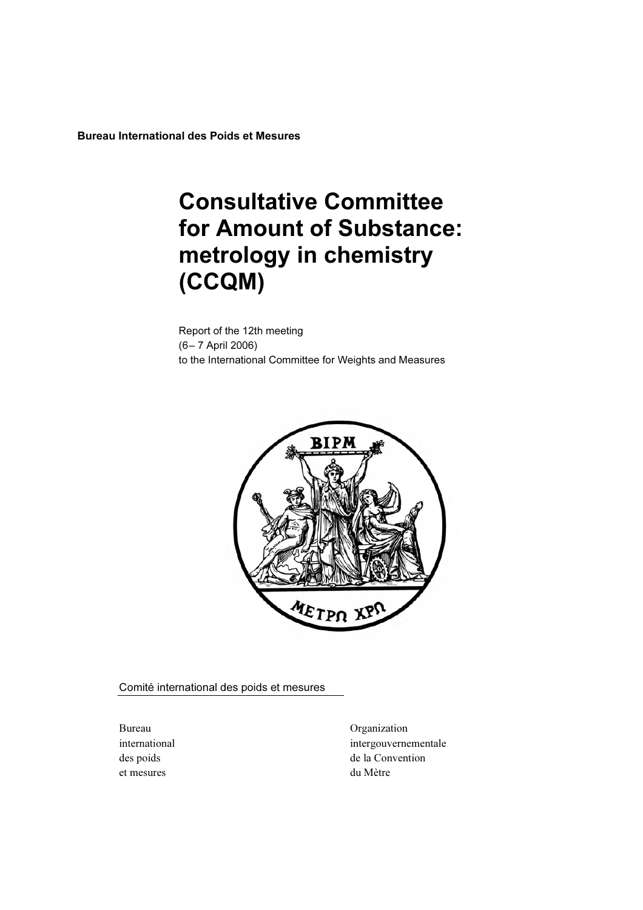**Bureau International des Poids et Mesures**

# Consultative Committee for Amount of Substance: metrology in chemistry (CCQM)

Report of the 12th meeting
(6– 7 April 2006)
to the International Committee for Weights and Measures

Comité international des poids et mesures

Bureau
international
des poids
et mesures

Organization
intergouvernementale
de la Convention
du Mètre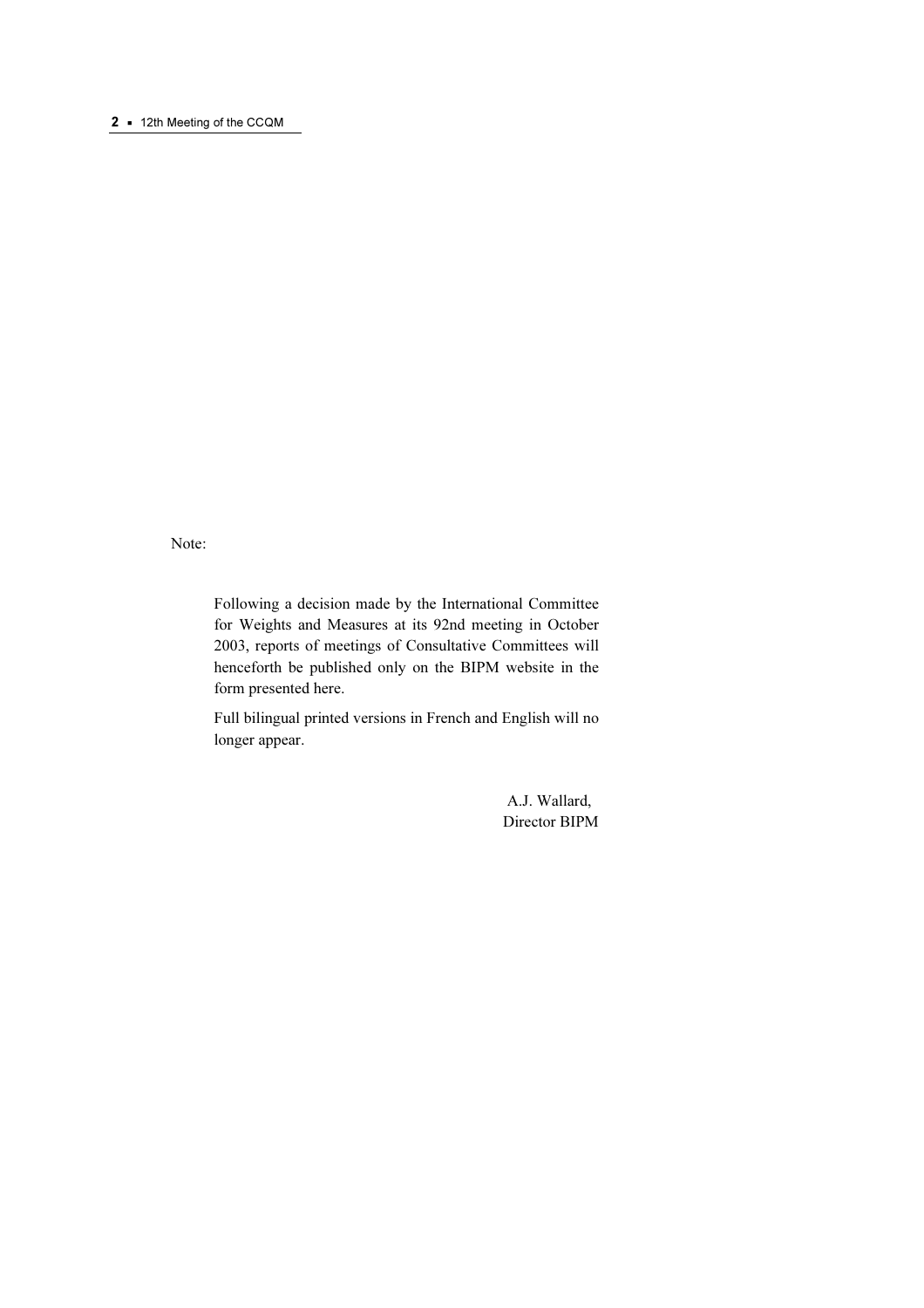Note:

Following a decision made by the International Committee for Weights and Measures at its 92nd meeting in October 2003, reports of meetings of Consultative Committees will henceforth be published only on the BIPM website in the form presented here.

Full bilingual printed versions in French and English will no longer appear.

A.J. Wallard,
Director BIPM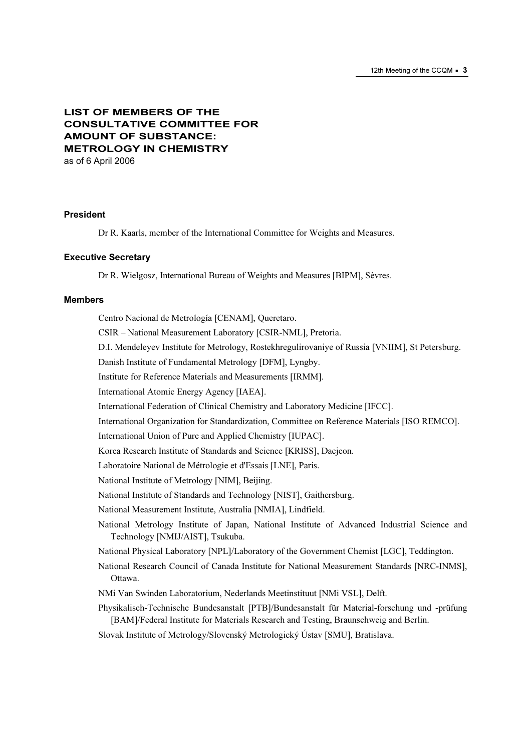# LIST OF MEMBERS OF THE CONSULTATIVE COMMITTEE FOR AMOUNT OF SUBSTANCE: METROLOGY IN CHEMISTRY

as of 6 April 2006

### President

Dr R. Kaarls, member of the International Committee for Weights and Measures.

### Executive Secretary

Dr R. Wielgosz, International Bureau of Weights and Measures [BIPM], Sèvres.

### Members

Centro Nacional de Metrología [CENAM], Queretaro.

CSIR – National Measurement Laboratory [CSIR-NML], Pretoria.

D.I. Mendeleyev Institute for Metrology, Rostekhregulirovaniye of Russia [VNIIM], St Petersburg.

Danish Institute of Fundamental Metrology [DFM], Lyngby.

Institute for Reference Materials and Measurements [IRMM].

International Atomic Energy Agency [IAEA].

International Federation of Clinical Chemistry and Laboratory Medicine [IFCC].

International Organization for Standardization, Committee on Reference Materials [ISO REMCO].

International Union of Pure and Applied Chemistry [IUPAC].

Korea Research Institute of Standards and Science [KRISS], Daejeon.

Laboratoire National de Métrologie et d'Essais [LNE], Paris.

National Institute of Metrology [NIM], Beijing.

National Institute of Standards and Technology [NIST], Gaithersburg.

National Measurement Institute, Australia [NMIA], Lindfield.

National Metrology Institute of Japan, National Institute of Advanced Industrial Science and Technology [NMIJ/AIST], Tsukuba.

National Physical Laboratory [NPL]/Laboratory of the Government Chemist [LGC], Teddington.

National Research Council of Canada Institute for National Measurement Standards [NRC-INMS], Ottawa.

NMi Van Swinden Laboratorium, Nederlands Meetinstituut [NMi VSL], Delft.

Physikalisch-Technische Bundesanstalt [PTB]/Bundesanstalt für Material-forschung und -prüfung [BAM]/Federal Institute for Materials Research and Testing, Braunschweig and Berlin.

Slovak Institute of Metrology/Slovenský Metrologický Ústav [SMU], Bratislava.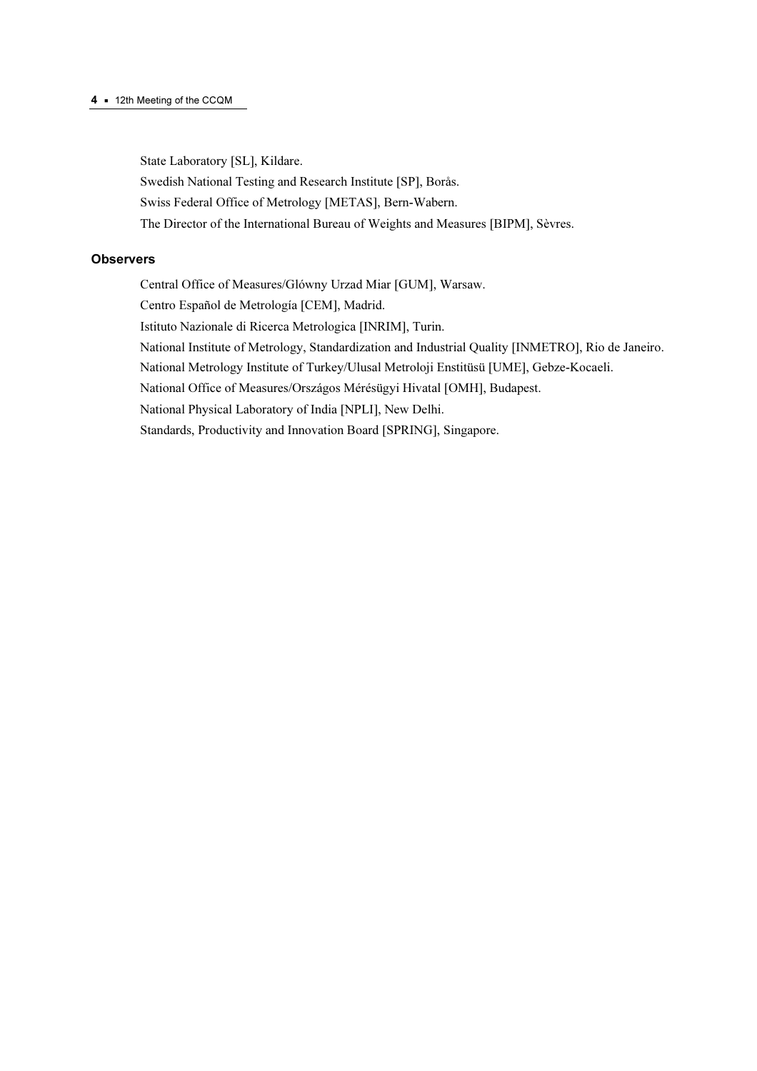State Laboratory [SL], Kildare.

Swedish National Testing and Research Institute [SP], Borås.

Swiss Federal Office of Metrology [METAS], Bern-Wabern.

The Director of the International Bureau of Weights and Measures [BIPM], Sèvres.

### Observers

Central Office of Measures/Glówny Urzad Miar [GUM], Warsaw.

Centro Español de Metrología [CEM], Madrid.

Istituto Nazionale di Ricerca Metrologica [INRIM], Turin.

National Institute of Metrology, Standardization and Industrial Quality [INMETRO], Rio de Janeiro.

National Metrology Institute of Turkey/Ulusal Metroloji Enstitüsü [UME], Gebze-Kocaeli.

National Office of Measures/Országos Mérésügyi Hivatal [OMH], Budapest.

National Physical Laboratory of India [NPLI], New Delhi.

Standards, Productivity and Innovation Board [SPRING], Singapore.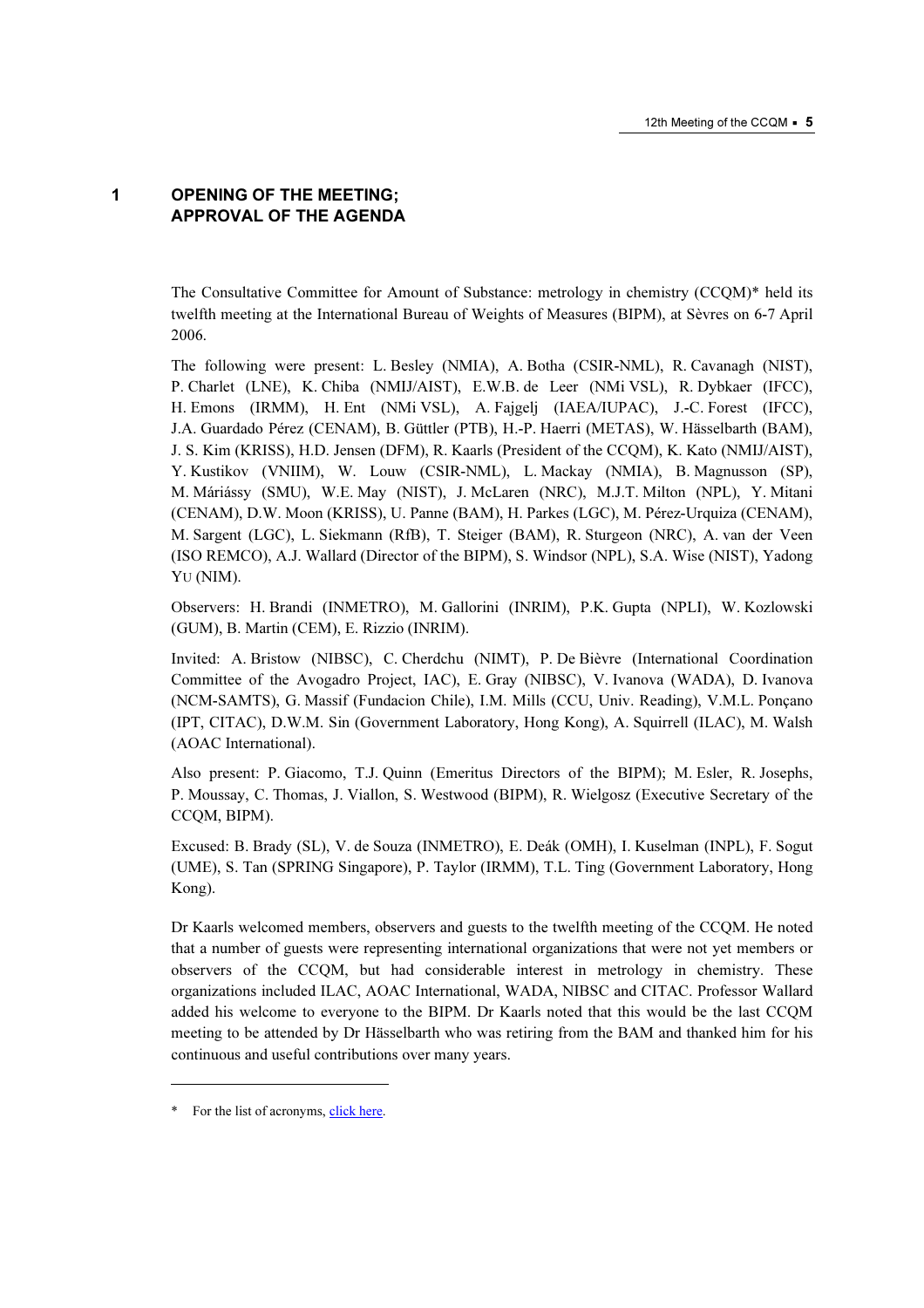# 1 OPENING OF THE MEETING; APPROVAL OF THE AGENDA

The Consultative Committee for Amount of Substance: metrology in chemistry (CCQM)* held its twelfth meeting at the International Bureau of Weights of Measures (BIPM), at Sèvres on 6-7 April 2006.

The following were present: L. Besley (NMIA), A. Botha (CSIR-NML), R. Cavanagh (NIST), P. Charlet (LNE), K. Chiba (NMIJ/AIST), E.W.B. de Leer (NMi VSL), R. Dybkaer (IFCC), H. Emons (IRMM), H. Ent (NMi VSL), A. Fajgelj (IAEA/IUPAC), J.-C. Forest (IFCC), J.A. Guardado Pérez (CENAM), B. Güttler (PTB), H.-P. Haerri (METAS), W. Hässelbarth (BAM), J. S. Kim (KRISS), H.D. Jensen (DFM), R. Kaarls (President of the CCQM), K. Kato (NMIJ/AIST), Y. Kustikov (VNIIM), W. Louw (CSIR-NML), L. Mackay (NMIA), B. Magnusson (SP), M. Máriássy (SMU), W.E. May (NIST), J. McLaren (NRC), M.J.T. Milton (NPL), Y. Mitani (CENAM), D.W. Moon (KRISS), U. Panne (BAM), H. Parkes (LGC), M. Pérez-Urquiza (CENAM), M. Sargent (LGC), L. Siekmann (RfB), T. Steiger (BAM), R. Sturgeon (NRC), A. van der Veen (ISO REMCO), A.J. Wallard (Director of the BIPM), S. Windsor (NPL), S.A. Wise (NIST), Yadong Yu (NIM).

Observers: H. Brandi (INMETRO), M. Gallorini (INRIM), P.K. Gupta (NPLI), W. Kozlowski (GUM), B. Martin (CEM), E. Rizzio (INRIM).

Invited: A. Bristow (NIBSC), C. Cherdchu (NIMT), P. De Bièvre (International Coordination Committee of the Avogadro Project, IAC), E. Gray (NIBSC), V. Ivanova (WADA), D. Ivanova (NCM-SAMTS), G. Massif (Fundacion Chile), I.M. Mills (CCU, Univ. Reading), V.M.L. Ponçano (IPT, CITAC), D.W.M. Sin (Government Laboratory, Hong Kong), A. Squirrell (ILAC), M. Walsh (AOAC International).

Also present: P. Giacomo, T.J. Quinn (Emeritus Directors of the BIPM); M. Esler, R. Josephs, P. Moussay, C. Thomas, J. Viallon, S. Westwood (BIPM), R. Wielgosz (Executive Secretary of the CCQM, BIPM).

Excused: B. Brady (SL), V. de Souza (INMETRO), E. Deák (OMH), I. Kuselman (INPL), F. Sogut (UME), S. Tan (SPRING Singapore), P. Taylor (IRMM), T.L. Ting (Government Laboratory, Hong Kong).

Dr Kaarls welcomed members, observers and guests to the twelfth meeting of the CCQM. He noted that a number of guests were representing international organizations that were not yet members or observers of the CCQM, but had considerable interest in metrology in chemistry. These organizations included ILAC, AOAC International, WADA, NIBSC and CITAC. Professor Wallard added his welcome to everyone to the BIPM. Dr Kaarls noted that this would be the last CCQM meeting to be attended by Dr Hässelbarth who was retiring from the BAM and thanked him for his continuous and useful contributions over many years.

---

* For the list of acronyms, click here.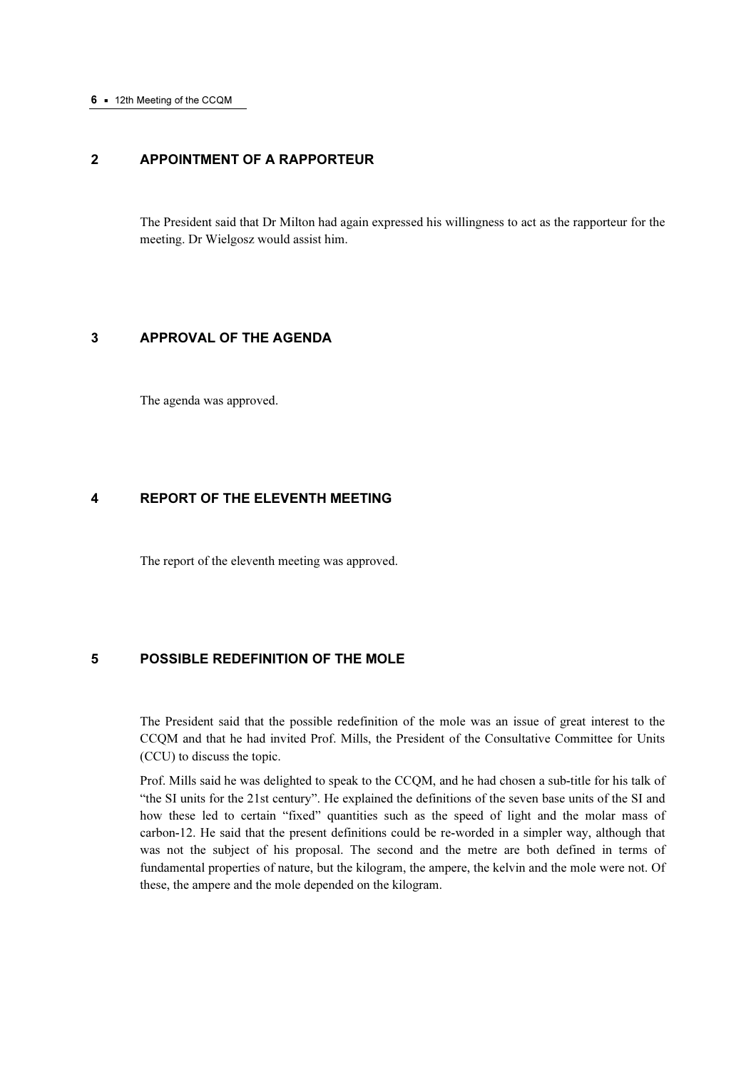## 2 APPOINTMENT OF A RAPPORTEUR

The President said that Dr Milton had again expressed his willingness to act as the rapporteur for the meeting. Dr Wielgosz would assist him.

## 3 APPROVAL OF THE AGENDA

The agenda was approved.

## 4 REPORT OF THE ELEVENTH MEETING

The report of the eleventh meeting was approved.

## 5 POSSIBLE REDEFINITION OF THE MOLE

The President said that the possible redefinition of the mole was an issue of great interest to the CCQM and that he had invited Prof. Mills, the President of the Consultative Committee for Units (CCU) to discuss the topic.

Prof. Mills said he was delighted to speak to the CCQM, and he had chosen a sub-title for his talk of "the SI units for the 21st century". He explained the definitions of the seven base units of the SI and how these led to certain "fixed" quantities such as the speed of light and the molar mass of carbon-12. He said that the present definitions could be re-worded in a simpler way, although that was not the subject of his proposal. The second and the metre are both defined in terms of fundamental properties of nature, but the kilogram, the ampere, the kelvin and the mole were not. Of these, the ampere and the mole depended on the kilogram.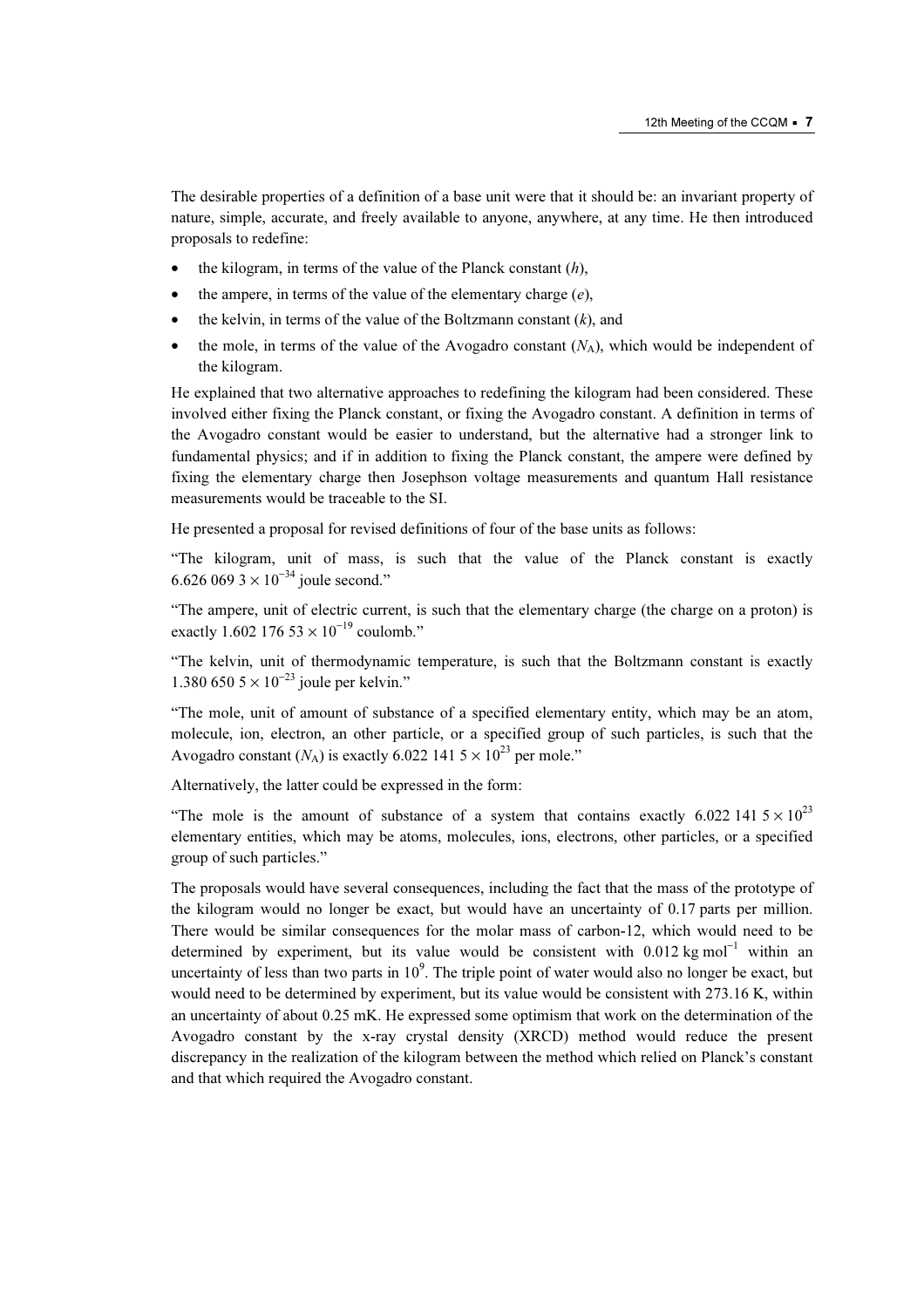The desirable properties of a definition of a base unit were that it should be: an invariant property of nature, simple, accurate, and freely available to anyone, anywhere, at any time. He then introduced proposals to redefine:

- the kilogram, in terms of the value of the Planck constant ($h$),
- the ampere, in terms of the value of the elementary charge ($e$),
- the kelvin, in terms of the value of the Boltzmann constant ($k$), and
- the mole, in terms of the value of the Avogadro constant ($N_A$), which would be independent of the kilogram.

He explained that two alternative approaches to redefining the kilogram had been considered. These involved either fixing the Planck constant, or fixing the Avogadro constant. A definition in terms of the Avogadro constant would be easier to understand, but the alternative had a stronger link to fundamental physics; and if in addition to fixing the Planck constant, the ampere were defined by fixing the elementary charge then Josephson voltage measurements and quantum Hall resistance measurements would be traceable to the SI.

He presented a proposal for revised definitions of four of the base units as follows:

"The kilogram, unit of mass, is such that the value of the Planck constant is exactly $6.626\ 069\ 3 \times 10^{-34}$ joule second."

"The ampere, unit of electric current, is such that the elementary charge (the charge on a proton) is exactly $1.602\ 176\ 53 \times 10^{-19}$ coulomb."

"The kelvin, unit of thermodynamic temperature, is such that the Boltzmann constant is exactly $1.380\ 650\ 5 \times 10^{-23}$ joule per kelvin."

"The mole, unit of amount of substance of a specified elementary entity, which may be an atom, molecule, ion, electron, an other particle, or a specified group of such particles, is such that the Avogadro constant ($N_A$) is exactly $6.022\ 141\ 5 \times 10^{23}$ per mole."

Alternatively, the latter could be expressed in the form:

"The mole is the amount of substance of a system that contains exactly $6.022\ 141\ 5 \times 10^{23}$ elementary entities, which may be atoms, molecules, ions, electrons, other particles, or a specified group of such particles."

The proposals would have several consequences, including the fact that the mass of the prototype of the kilogram would no longer be exact, but would have an uncertainty of 0.17 parts per million. There would be similar consequences for the molar mass of carbon-12, which would need to be determined by experiment, but its value would be consistent with $0.012\ \text{kg mol}^{-1}$ within an uncertainty of less than two parts in $10^9$. The triple point of water would also no longer be exact, but would need to be determined by experiment, but its value would be consistent with 273.16 K, within an uncertainty of about 0.25 mK. He expressed some optimism that work on the determination of the Avogadro constant by the x-ray crystal density (XRCD) method would reduce the present discrepancy in the realization of the kilogram between the method which relied on Planck's constant and that which required the Avogadro constant.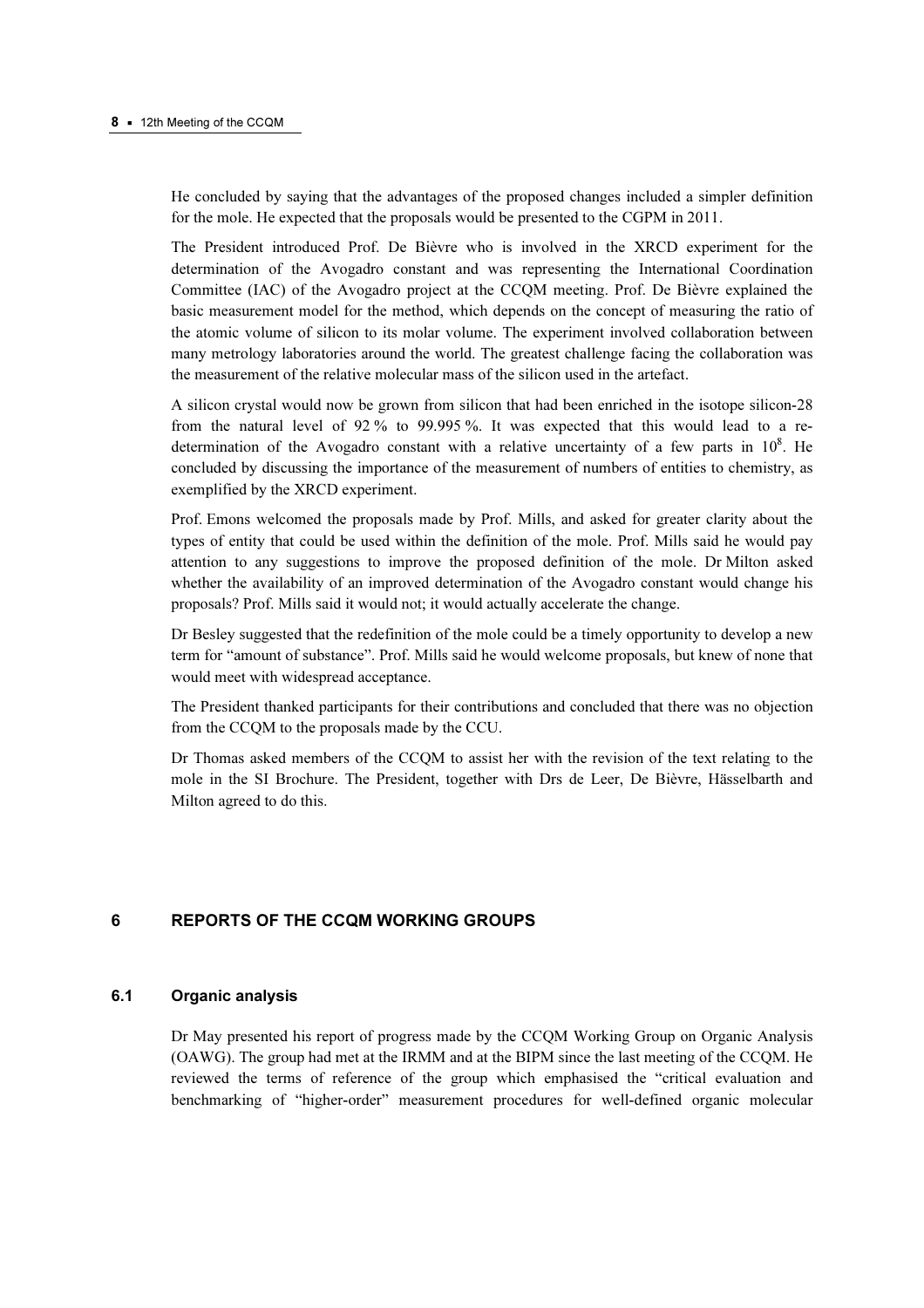He concluded by saying that the advantages of the proposed changes included a simpler definition for the mole. He expected that the proposals would be presented to the CGPM in 2011.

The President introduced Prof. De Bièvre who is involved in the XRCD experiment for the determination of the Avogadro constant and was representing the International Coordination Committee (IAC) of the Avogadro project at the CCQM meeting. Prof. De Bièvre explained the basic measurement model for the method, which depends on the concept of measuring the ratio of the atomic volume of silicon to its molar volume. The experiment involved collaboration between many metrology laboratories around the world. The greatest challenge facing the collaboration was the measurement of the relative molecular mass of the silicon used in the artefact.

A silicon crystal would now be grown from silicon that had been enriched in the isotope silicon-28 from the natural level of 92 % to 99.995 %. It was expected that this would lead to a re-determination of the Avogadro constant with a relative uncertainty of a few parts in $10^8$. He concluded by discussing the importance of the measurement of numbers of entities to chemistry, as exemplified by the XRCD experiment.

Prof. Emons welcomed the proposals made by Prof. Mills, and asked for greater clarity about the types of entity that could be used within the definition of the mole. Prof. Mills said he would pay attention to any suggestions to improve the proposed definition of the mole. Dr Milton asked whether the availability of an improved determination of the Avogadro constant would change his proposals? Prof. Mills said it would not; it would actually accelerate the change.

Dr Besley suggested that the redefinition of the mole could be a timely opportunity to develop a new term for "amount of substance". Prof. Mills said he would welcome proposals, but knew of none that would meet with widespread acceptance.

The President thanked participants for their contributions and concluded that there was no objection from the CCQM to the proposals made by the CCU.

Dr Thomas asked members of the CCQM to assist her with the revision of the text relating to the mole in the SI Brochure. The President, together with Drs de Leer, De Bièvre, Hässelbarth and Milton agreed to do this.

## 6 REPORTS OF THE CCQM WORKING GROUPS

### 6.1 Organic analysis

Dr May presented his report of progress made by the CCQM Working Group on Organic Analysis (OAWG). The group had met at the IRMM and at the BIPM since the last meeting of the CCQM. He reviewed the terms of reference of the group which emphasised the "critical evaluation and benchmarking of "higher-order" measurement procedures for well-defined organic molecular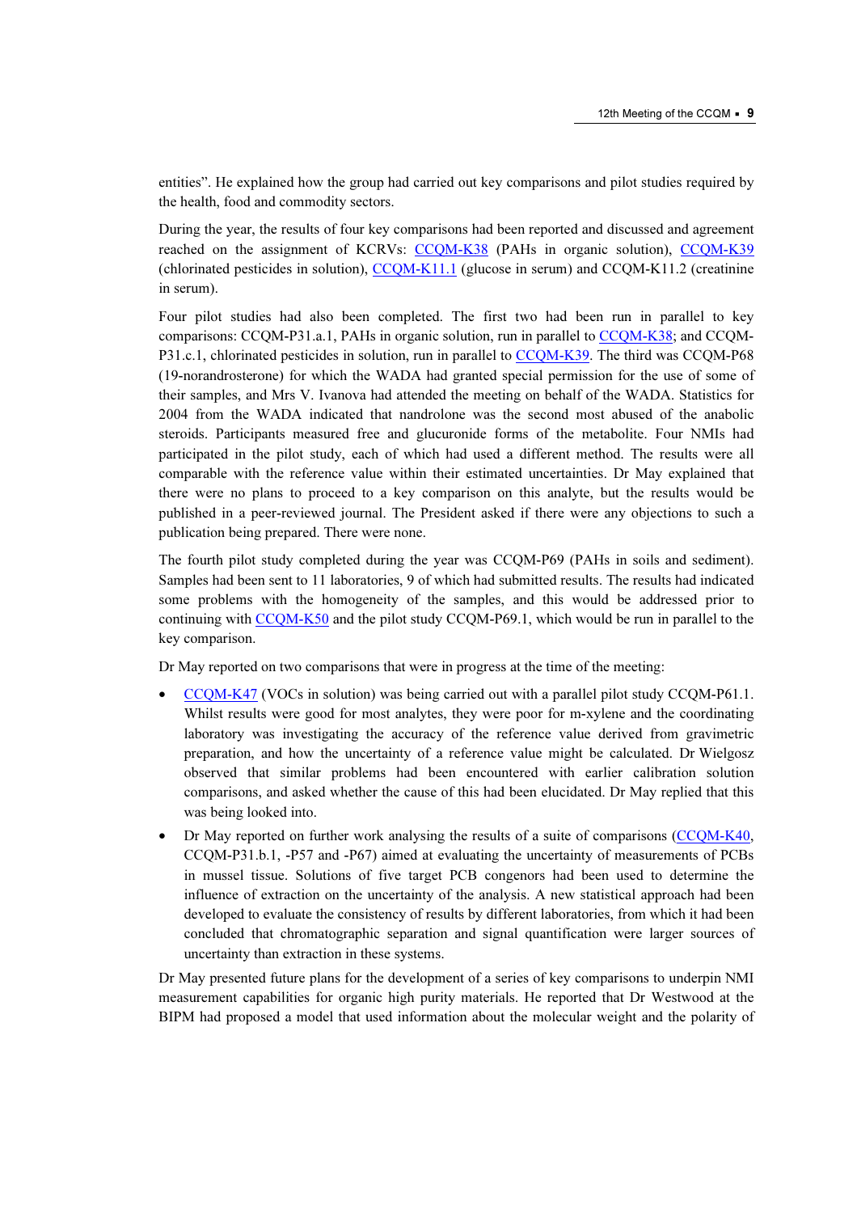entities". He explained how the group had carried out key comparisons and pilot studies required by the health, food and commodity sectors.

During the year, the results of four key comparisons had been reported and discussed and agreement reached on the assignment of KCRVs: CCQM-K38 (PAHs in organic solution), CCQM-K39 (chlorinated pesticides in solution), CCQM-K11.1 (glucose in serum) and CCQM-K11.2 (creatinine in serum).

Four pilot studies had also been completed. The first two had been run in parallel to key comparisons: CCQM-P31.a.1, PAHs in organic solution, run in parallel to CCQM-K38; and CCQM-P31.c.1, chlorinated pesticides in solution, run in parallel to CCQM-K39. The third was CCQM-P68 (19-norandrosterone) for which the WADA had granted special permission for the use of some of their samples, and Mrs V. Ivanova had attended the meeting on behalf of the WADA. Statistics for 2004 from the WADA indicated that nandrolone was the second most abused of the anabolic steroids. Participants measured free and glucuronide forms of the metabolite. Four NMIs had participated in the pilot study, each of which had used a different method. The results were all comparable with the reference value within their estimated uncertainties. Dr May explained that there were no plans to proceed to a key comparison on this analyte, but the results would be published in a peer-reviewed journal. The President asked if there were any objections to such a publication being prepared. There were none.

The fourth pilot study completed during the year was CCQM-P69 (PAHs in soils and sediment). Samples had been sent to 11 laboratories, 9 of which had submitted results. The results had indicated some problems with the homogeneity of the samples, and this would be addressed prior to continuing with CCQM-K50 and the pilot study CCQM-P69.1, which would be run in parallel to the key comparison.

Dr May reported on two comparisons that were in progress at the time of the meeting:

- CCQM-K47 (VOCs in solution) was being carried out with a parallel pilot study CCQM-P61.1. Whilst results were good for most analytes, they were poor for m-xylene and the coordinating laboratory was investigating the accuracy of the reference value derived from gravimetric preparation, and how the uncertainty of a reference value might be calculated. Dr Wielgosz observed that similar problems had been encountered with earlier calibration solution comparisons, and asked whether the cause of this had been elucidated. Dr May replied that this was being looked into.
- Dr May reported on further work analysing the results of a suite of comparisons (CCQM-K40, CCQM-P31.b.1, -P57 and -P67) aimed at evaluating the uncertainty of measurements of PCBs in mussel tissue. Solutions of five target PCB congenors had been used to determine the influence of extraction on the uncertainty of the analysis. A new statistical approach had been developed to evaluate the consistency of results by different laboratories, from which it had been concluded that chromatographic separation and signal quantification were larger sources of uncertainty than extraction in these systems.

Dr May presented future plans for the development of a series of key comparisons to underpin NMI measurement capabilities for organic high purity materials. He reported that Dr Westwood at the BIPM had proposed a model that used information about the molecular weight and the polarity of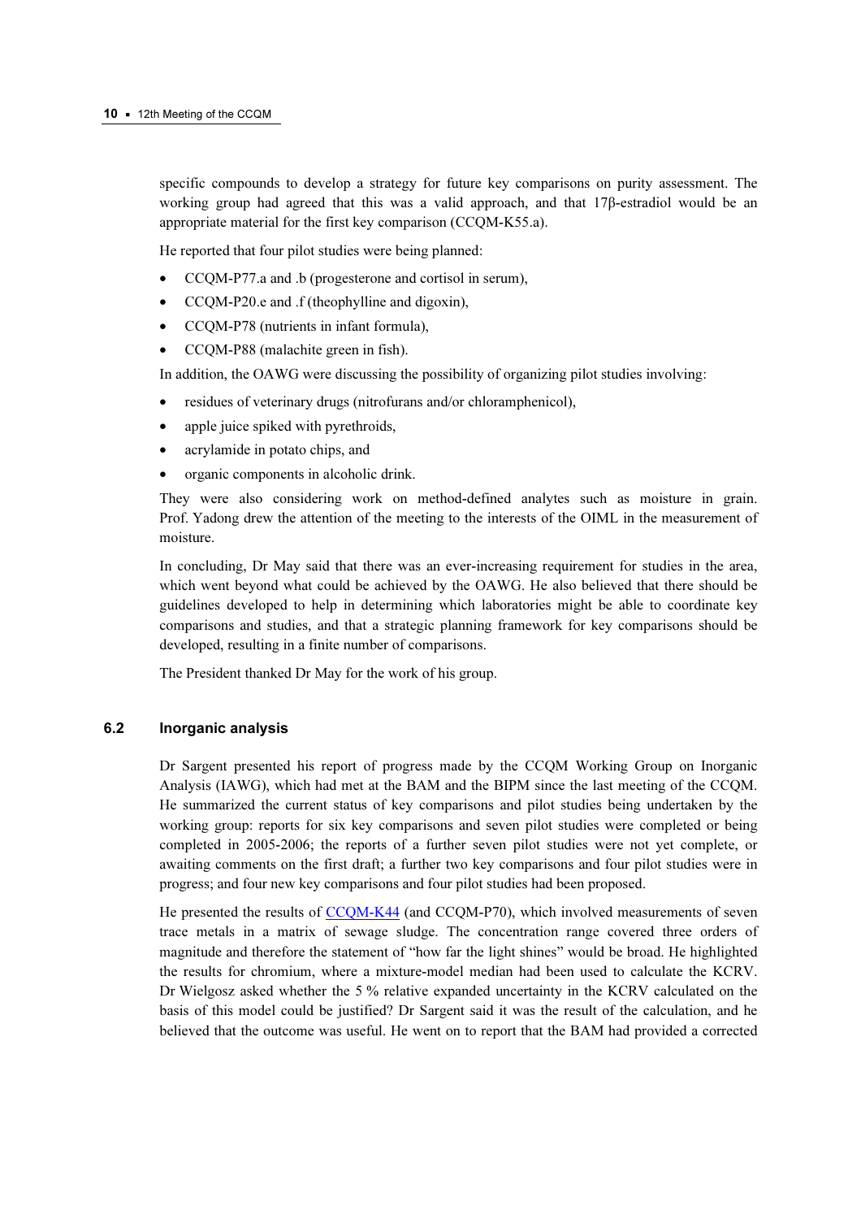specific compounds to develop a strategy for future key comparisons on purity assessment. The working group had agreed that this was a valid approach, and that 17β-estradiol would be an appropriate material for the first key comparison (CCQM-K55.a).

He reported that four pilot studies were being planned:

- CCQM-P77.a and .b (progesterone and cortisol in serum),
- CCQM-P20.e and .f (theophylline and digoxin),
- CCQM-P78 (nutrients in infant formula),
- CCQM-P88 (malachite green in fish).

In addition, the OAWG were discussing the possibility of organizing pilot studies involving:

- residues of veterinary drugs (nitrofurans and/or chloramphenicol),
- apple juice spiked with pyrethroids,
- acrylamide in potato chips, and
- organic components in alcoholic drink.

They were also considering work on method-defined analytes such as moisture in grain. Prof. Yadong drew the attention of the meeting to the interests of the OIML in the measurement of moisture.

In concluding, Dr May said that there was an ever-increasing requirement for studies in the area, which went beyond what could be achieved by the OAWG. He also believed that there should be guidelines developed to help in determining which laboratories might be able to coordinate key comparisons and studies, and that a strategic planning framework for key comparisons should be developed, resulting in a finite number of comparisons.

The President thanked Dr May for the work of his group.

### 6.2 Inorganic analysis

Dr Sargent presented his report of progress made by the CCQM Working Group on Inorganic Analysis (IAWG), which had met at the BAM and the BIPM since the last meeting of the CCQM. He summarized the current status of key comparisons and pilot studies being undertaken by the working group: reports for six key comparisons and seven pilot studies were completed or being completed in 2005-2006; the reports of a further seven pilot studies were not yet complete, or awaiting comments on the first draft; a further two key comparisons and four pilot studies were in progress; and four new key comparisons and four pilot studies had been proposed.

He presented the results of CCQM-K44 (and CCQM-P70), which involved measurements of seven trace metals in a matrix of sewage sludge. The concentration range covered three orders of magnitude and therefore the statement of "how far the light shines" would be broad. He highlighted the results for chromium, where a mixture-model median had been used to calculate the KCRV. Dr Wielgosz asked whether the 5 % relative expanded uncertainty in the KCRV calculated on the basis of this model could be justified? Dr Sargent said it was the result of the calculation, and he believed that the outcome was useful. He went on to report that the BAM had provided a corrected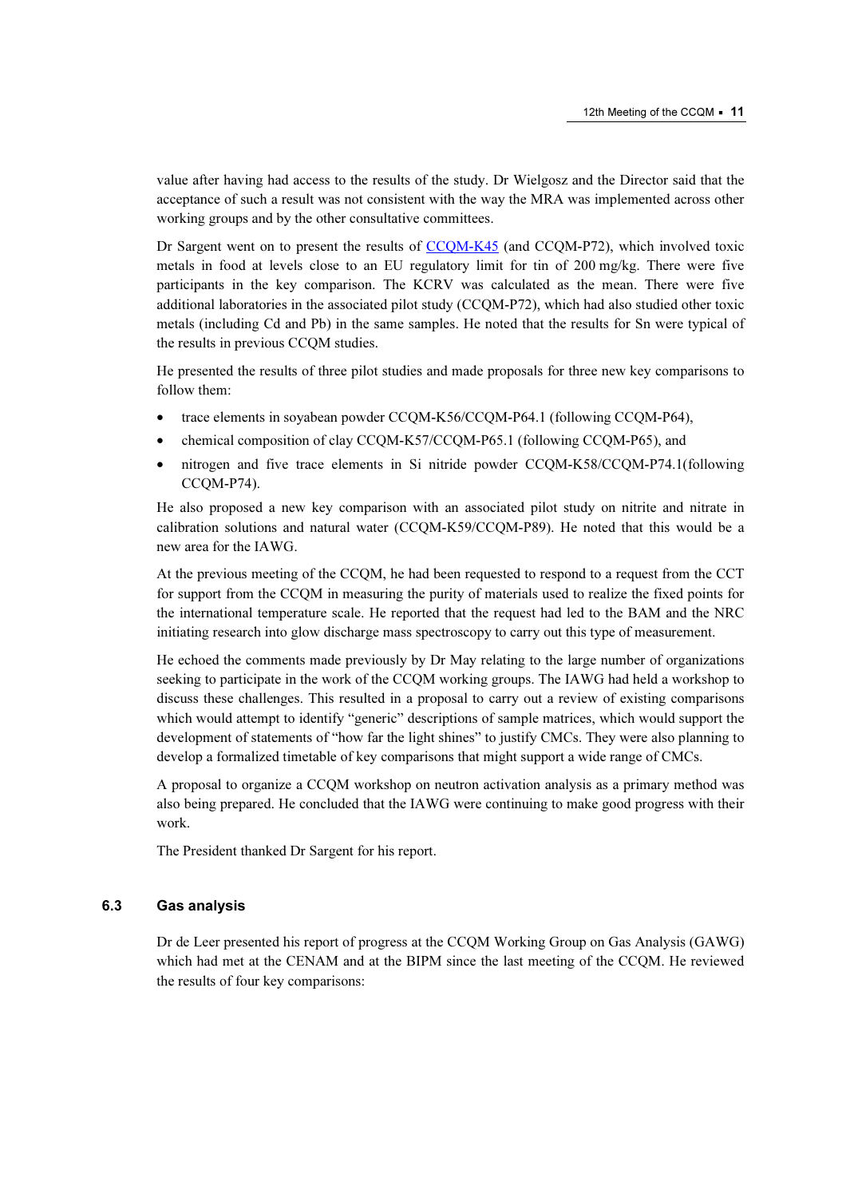value after having had access to the results of the study. Dr Wielgosz and the Director said that the acceptance of such a result was not consistent with the way the MRA was implemented across other working groups and by the other consultative committees.

Dr Sargent went on to present the results of CCQM-K45 (and CCQM-P72), which involved toxic metals in food at levels close to an EU regulatory limit for tin of 200 mg/kg. There were five participants in the key comparison. The KCRV was calculated as the mean. There were five additional laboratories in the associated pilot study (CCQM-P72), which had also studied other toxic metals (including Cd and Pb) in the same samples. He noted that the results for Sn were typical of the results in previous CCQM studies.

He presented the results of three pilot studies and made proposals for three new key comparisons to follow them:

- trace elements in soyabean powder CCQM-K56/CCQM-P64.1 (following CCQM-P64),
- chemical composition of clay CCQM-K57/CCQM-P65.1 (following CCQM-P65), and
- nitrogen and five trace elements in Si nitride powder CCQM-K58/CCQM-P74.1(following CCQM-P74).

He also proposed a new key comparison with an associated pilot study on nitrite and nitrate in calibration solutions and natural water (CCQM-K59/CCQM-P89). He noted that this would be a new area for the IAWG.

At the previous meeting of the CCQM, he had been requested to respond to a request from the CCT for support from the CCQM in measuring the purity of materials used to realize the fixed points for the international temperature scale. He reported that the request had led to the BAM and the NRC initiating research into glow discharge mass spectroscopy to carry out this type of measurement.

He echoed the comments made previously by Dr May relating to the large number of organizations seeking to participate in the work of the CCQM working groups. The IAWG had held a workshop to discuss these challenges. This resulted in a proposal to carry out a review of existing comparisons which would attempt to identify "generic" descriptions of sample matrices, which would support the development of statements of "how far the light shines" to justify CMCs. They were also planning to develop a formalized timetable of key comparisons that might support a wide range of CMCs.

A proposal to organize a CCQM workshop on neutron activation analysis as a primary method was also being prepared. He concluded that the IAWG were continuing to make good progress with their work.

The President thanked Dr Sargent for his report.

### 6.3 Gas analysis

Dr de Leer presented his report of progress at the CCQM Working Group on Gas Analysis (GAWG) which had met at the CENAM and at the BIPM since the last meeting of the CCQM. He reviewed the results of four key comparisons: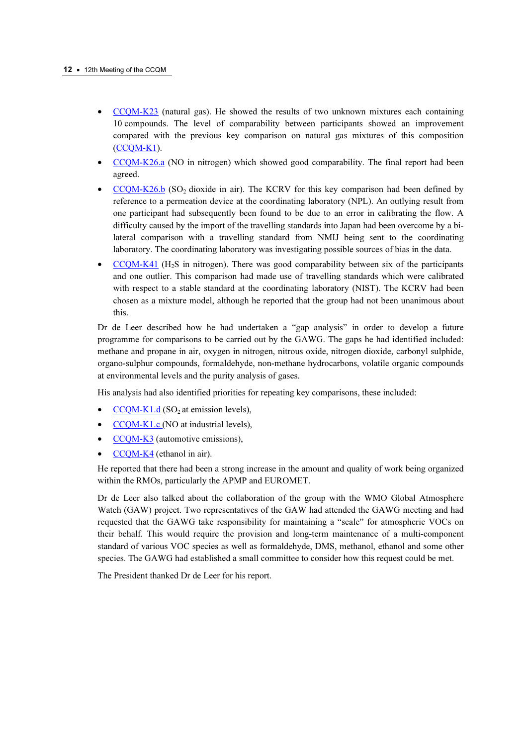- CCQM-K23 (natural gas). He showed the results of two unknown mixtures each containing 10 compounds. The level of comparability between participants showed an improvement compared with the previous key comparison on natural gas mixtures of this composition (CCQM-K1).
- CCQM-K26.a (NO in nitrogen) which showed good comparability. The final report had been agreed.
- CCQM-K26.b ($SO_2$ dioxide in air). The KCRV for this key comparison had been defined by reference to a permeation device at the coordinating laboratory (NPL). An outlying result from one participant had subsequently been found to be due to an error in calibrating the flow. A difficulty caused by the import of the travelling standards into Japan had been overcome by a bi-lateral comparison with a travelling standard from NMIJ being sent to the coordinating laboratory. The coordinating laboratory was investigating possible sources of bias in the data.
- CCQM-K41 ($H_2S$ in nitrogen). There was good comparability between six of the participants and one outlier. This comparison had made use of travelling standards which were calibrated with respect to a stable standard at the coordinating laboratory (NIST). The KCRV had been chosen as a mixture model, although he reported that the group had not been unanimous about this.

Dr de Leer described how he had undertaken a "gap analysis" in order to develop a future programme for comparisons to be carried out by the GAWG. The gaps he had identified included: methane and propane in air, oxygen in nitrogen, nitrous oxide, nitrogen dioxide, carbonyl sulphide, organo-sulphur compounds, formaldehyde, non-methane hydrocarbons, volatile organic compounds at environmental levels and the purity analysis of gases.

His analysis had also identified priorities for repeating key comparisons, these included:

- CCQM-K1.d ($SO_2$ at emission levels),
- CCQM-K1.c (NO at industrial levels),
- CCQM-K3 (automotive emissions),
- CCQM-K4 (ethanol in air).

He reported that there had been a strong increase in the amount and quality of work being organized within the RMOs, particularly the APMP and EUROMET.

Dr de Leer also talked about the collaboration of the group with the WMO Global Atmosphere Watch (GAW) project. Two representatives of the GAW had attended the GAWG meeting and had requested that the GAWG take responsibility for maintaining a "scale" for atmospheric VOCs on their behalf. This would require the provision and long-term maintenance of a multi-component standard of various VOC species as well as formaldehyde, DMS, methanol, ethanol and some other species. The GAWG had established a small committee to consider how this request could be met.

The President thanked Dr de Leer for his report.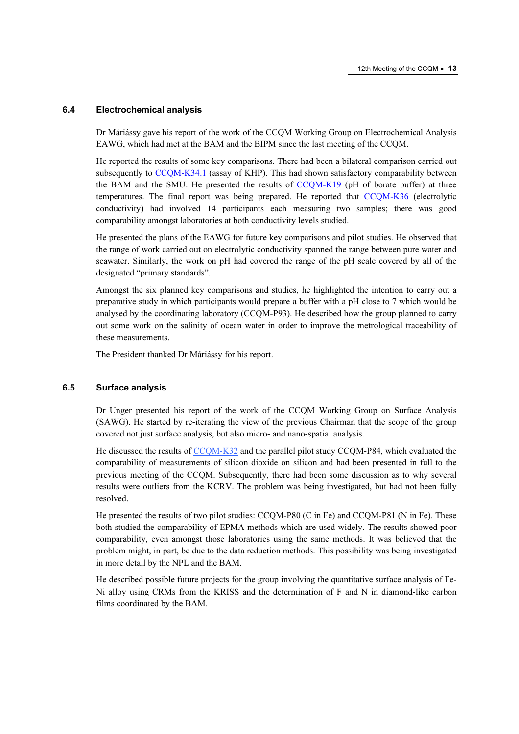### 6.4 Electrochemical analysis

Dr Máriássy gave his report of the work of the CCQM Working Group on Electrochemical Analysis EAWG, which had met at the BAM and the BIPM since the last meeting of the CCQM.

He reported the results of some key comparisons. There had been a bilateral comparison carried out subsequently to CCQM-K34.1 (assay of KHP). This had shown satisfactory comparability between the BAM and the SMU. He presented the results of CCQM-K19 (pH of borate buffer) at three temperatures. The final report was being prepared. He reported that CCQM-K36 (electrolytic conductivity) had involved 14 participants each measuring two samples; there was good comparability amongst laboratories at both conductivity levels studied.

He presented the plans of the EAWG for future key comparisons and pilot studies. He observed that the range of work carried out on electrolytic conductivity spanned the range between pure water and seawater. Similarly, the work on pH had covered the range of the pH scale covered by all of the designated "primary standards".

Amongst the six planned key comparisons and studies, he highlighted the intention to carry out a preparative study in which participants would prepare a buffer with a pH close to 7 which would be analysed by the coordinating laboratory (CCQM-P93). He described how the group planned to carry out some work on the salinity of ocean water in order to improve the metrological traceability of these measurements.

The President thanked Dr Máriássy for his report.

### 6.5 Surface analysis

Dr Unger presented his report of the work of the CCQM Working Group on Surface Analysis (SAWG). He started by re-iterating the view of the previous Chairman that the scope of the group covered not just surface analysis, but also micro- and nano-spatial analysis.

He discussed the results of CCQM-K32 and the parallel pilot study CCQM-P84, which evaluated the comparability of measurements of silicon dioxide on silicon and had been presented in full to the previous meeting of the CCQM. Subsequently, there had been some discussion as to why several results were outliers from the KCRV. The problem was being investigated, but had not been fully resolved.

He presented the results of two pilot studies: CCQM-P80 (C in Fe) and CCQM-P81 (N in Fe). These both studied the comparability of EPMA methods which are used widely. The results showed poor comparability, even amongst those laboratories using the same methods. It was believed that the problem might, in part, be due to the data reduction methods. This possibility was being investigated in more detail by the NPL and the BAM.

He described possible future projects for the group involving the quantitative surface analysis of Fe-Ni alloy using CRMs from the KRISS and the determination of F and N in diamond-like carbon films coordinated by the BAM.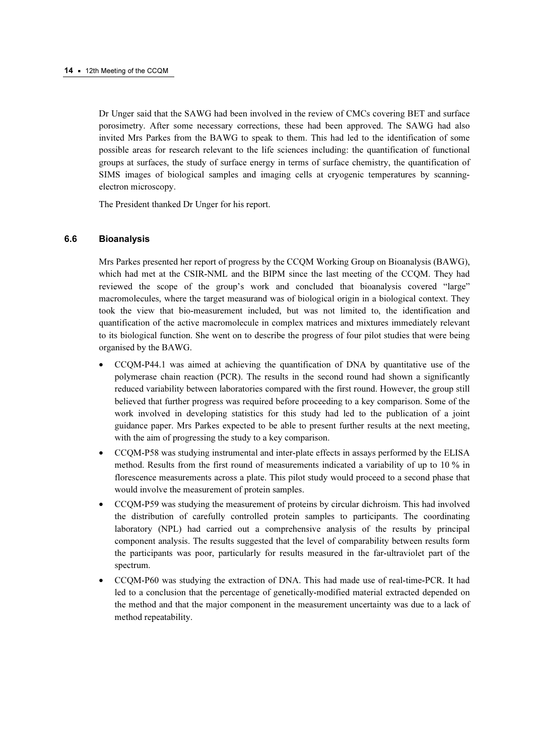Dr Unger said that the SAWG had been involved in the review of CMCs covering BET and surface porosimetry. After some necessary corrections, these had been approved. The SAWG had also invited Mrs Parkes from the BAWG to speak to them. This had led to the identification of some possible areas for research relevant to the life sciences including: the quantification of functional groups at surfaces, the study of surface energy in terms of surface chemistry, the quantification of SIMS images of biological samples and imaging cells at cryogenic temperatures by scanning-electron microscopy.

The President thanked Dr Unger for his report.

### 6.6 Bioanalysis

Mrs Parkes presented her report of progress by the CCQM Working Group on Bioanalysis (BAWG), which had met at the CSIR-NML and the BIPM since the last meeting of the CCQM. They had reviewed the scope of the group's work and concluded that bioanalysis covered "large" macromolecules, where the target measurand was of biological origin in a biological context. They took the view that bio-measurement included, but was not limited to, the identification and quantification of the active macromolecule in complex matrices and mixtures immediately relevant to its biological function. She went on to describe the progress of four pilot studies that were being organised by the BAWG.

- CCQM-P44.1 was aimed at achieving the quantification of DNA by quantitative use of the polymerase chain reaction (PCR). The results in the second round had shown a significantly reduced variability between laboratories compared with the first round. However, the group still believed that further progress was required before proceeding to a key comparison. Some of the work involved in developing statistics for this study had led to the publication of a joint guidance paper. Mrs Parkes expected to be able to present further results at the next meeting, with the aim of progressing the study to a key comparison.
- CCQM-P58 was studying instrumental and inter-plate effects in assays performed by the ELISA method. Results from the first round of measurements indicated a variability of up to 10 % in florescence measurements across a plate. This pilot study would proceed to a second phase that would involve the measurement of protein samples.
- CCQM-P59 was studying the measurement of proteins by circular dichroism. This had involved the distribution of carefully controlled protein samples to participants. The coordinating laboratory (NPL) had carried out a comprehensive analysis of the results by principal component analysis. The results suggested that the level of comparability between results form the participants was poor, particularly for results measured in the far-ultraviolet part of the spectrum.
- CCQM-P60 was studying the extraction of DNA. This had made use of real-time-PCR. It had led to a conclusion that the percentage of genetically-modified material extracted depended on the method and that the major component in the measurement uncertainty was due to a lack of method repeatability.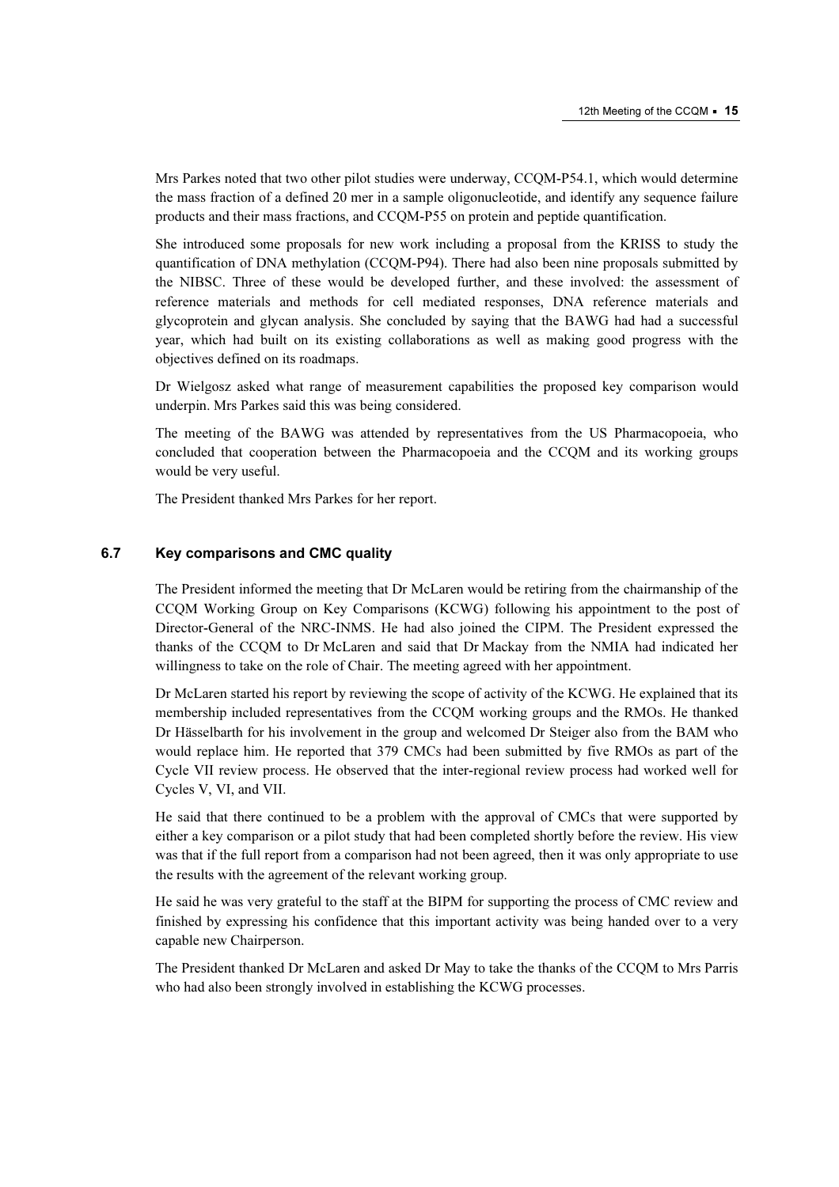Mrs Parkes noted that two other pilot studies were underway, CCQM-P54.1, which would determine the mass fraction of a defined 20 mer in a sample oligonucleotide, and identify any sequence failure products and their mass fractions, and CCQM-P55 on protein and peptide quantification.

She introduced some proposals for new work including a proposal from the KRISS to study the quantification of DNA methylation (CCQM-P94). There had also been nine proposals submitted by the NIBSC. Three of these would be developed further, and these involved: the assessment of reference materials and methods for cell mediated responses, DNA reference materials and glycoprotein and glycan analysis. She concluded by saying that the BAWG had had a successful year, which had built on its existing collaborations as well as making good progress with the objectives defined on its roadmaps.

Dr Wielgosz asked what range of measurement capabilities the proposed key comparison would underpin. Mrs Parkes said this was being considered.

The meeting of the BAWG was attended by representatives from the US Pharmacopoeia, who concluded that cooperation between the Pharmacopoeia and the CCQM and its working groups would be very useful.

The President thanked Mrs Parkes for her report.

### 6.7 Key comparisons and CMC quality

The President informed the meeting that Dr McLaren would be retiring from the chairmanship of the CCQM Working Group on Key Comparisons (KCWG) following his appointment to the post of Director-General of the NRC-INMS. He had also joined the CIPM. The President expressed the thanks of the CCQM to Dr McLaren and said that Dr Mackay from the NMIA had indicated her willingness to take on the role of Chair. The meeting agreed with her appointment.

Dr McLaren started his report by reviewing the scope of activity of the KCWG. He explained that its membership included representatives from the CCQM working groups and the RMOs. He thanked Dr Hässelbarth for his involvement in the group and welcomed Dr Steiger also from the BAM who would replace him. He reported that 379 CMCs had been submitted by five RMOs as part of the Cycle VII review process. He observed that the inter-regional review process had worked well for Cycles V, VI, and VII.

He said that there continued to be a problem with the approval of CMCs that were supported by either a key comparison or a pilot study that had been completed shortly before the review. His view was that if the full report from a comparison had not been agreed, then it was only appropriate to use the results with the agreement of the relevant working group.

He said he was very grateful to the staff at the BIPM for supporting the process of CMC review and finished by expressing his confidence that this important activity was being handed over to a very capable new Chairperson.

The President thanked Dr McLaren and asked Dr May to take the thanks of the CCQM to Mrs Parris who had also been strongly involved in establishing the KCWG processes.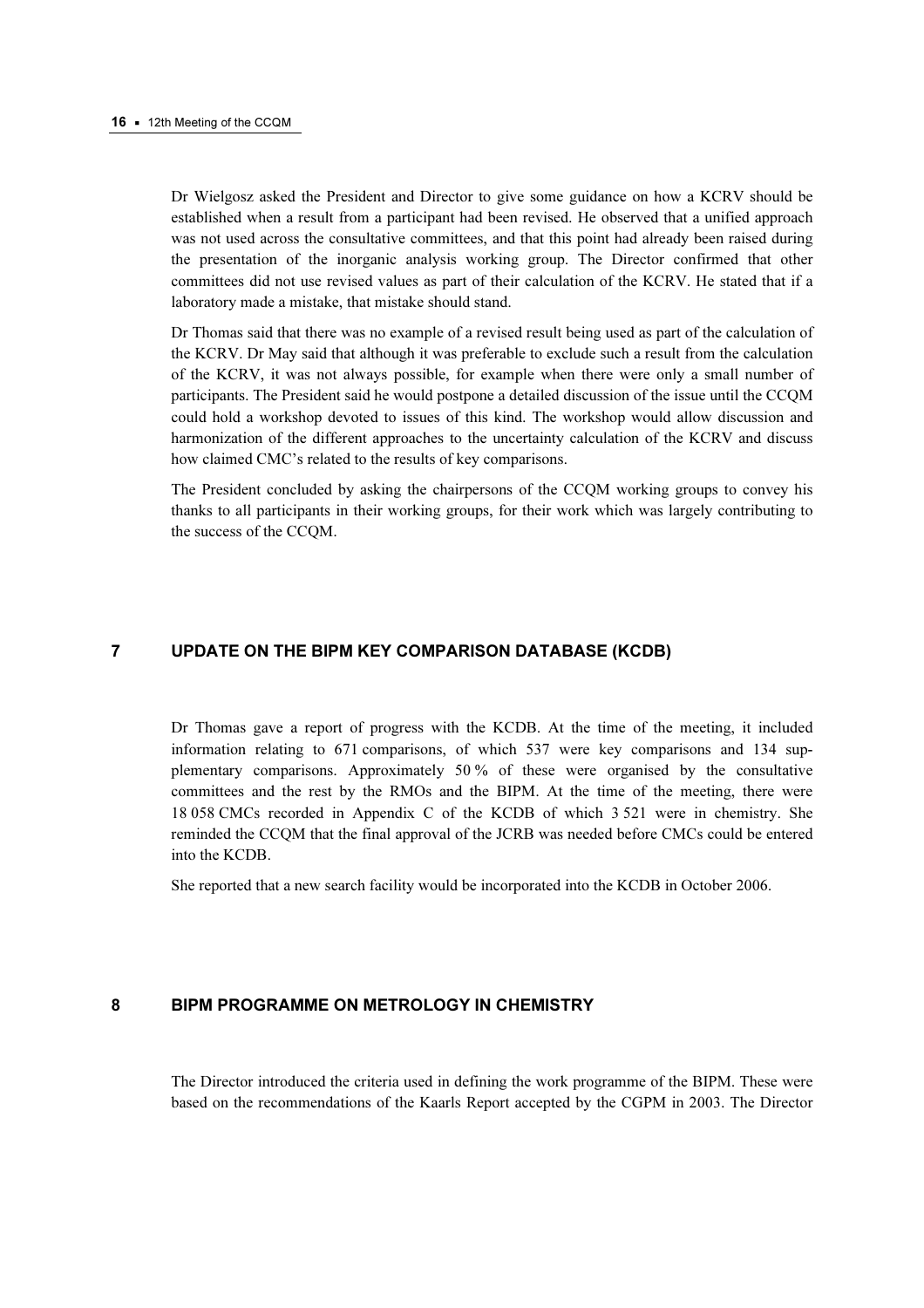Dr Wielgosz asked the President and Director to give some guidance on how a KCRV should be established when a result from a participant had been revised. He observed that a unified approach was not used across the consultative committees, and that this point had already been raised during the presentation of the inorganic analysis working group. The Director confirmed that other committees did not use revised values as part of their calculation of the KCRV. He stated that if a laboratory made a mistake, that mistake should stand.

Dr Thomas said that there was no example of a revised result being used as part of the calculation of the KCRV. Dr May said that although it was preferable to exclude such a result from the calculation of the KCRV, it was not always possible, for example when there were only a small number of participants. The President said he would postpone a detailed discussion of the issue until the CCQM could hold a workshop devoted to issues of this kind. The workshop would allow discussion and harmonization of the different approaches to the uncertainty calculation of the KCRV and discuss how claimed CMC's related to the results of key comparisons.

The President concluded by asking the chairpersons of the CCQM working groups to convey his thanks to all participants in their working groups, for their work which was largely contributing to the success of the CCQM.

## 7 UPDATE ON THE BIPM KEY COMPARISON DATABASE (KCDB)

Dr Thomas gave a report of progress with the KCDB. At the time of the meeting, it included information relating to 671 comparisons, of which 537 were key comparisons and 134 supplementary comparisons. Approximately 50 % of these were organised by the consultative committees and the rest by the RMOs and the BIPM. At the time of the meeting, there were 18 058 CMCs recorded in Appendix C of the KCDB of which 3 521 were in chemistry. She reminded the CCQM that the final approval of the JCRB was needed before CMCs could be entered into the KCDB.

She reported that a new search facility would be incorporated into the KCDB in October 2006.

## 8 BIPM PROGRAMME ON METROLOGY IN CHEMISTRY

The Director introduced the criteria used in defining the work programme of the BIPM. These were based on the recommendations of the Kaarls Report accepted by the CGPM in 2003. The Director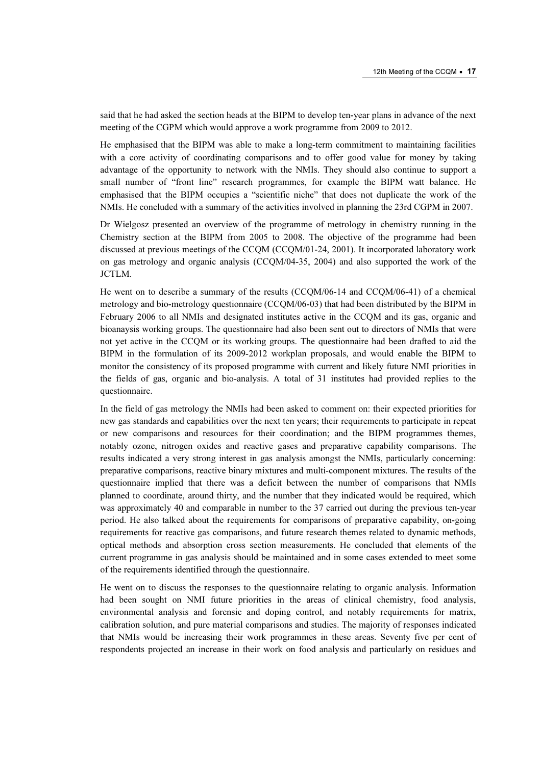said that he had asked the section heads at the BIPM to develop ten-year plans in advance of the next meeting of the CGPM which would approve a work programme from 2009 to 2012.

He emphasised that the BIPM was able to make a long-term commitment to maintaining facilities with a core activity of coordinating comparisons and to offer good value for money by taking advantage of the opportunity to network with the NMIs. They should also continue to support a small number of "front line" research programmes, for example the BIPM watt balance. He emphasised that the BIPM occupies a "scientific niche" that does not duplicate the work of the NMIs. He concluded with a summary of the activities involved in planning the 23rd CGPM in 2007.

Dr Wielgosz presented an overview of the programme of metrology in chemistry running in the Chemistry section at the BIPM from 2005 to 2008. The objective of the programme had been discussed at previous meetings of the CCQM (CCQM/01-24, 2001). It incorporated laboratory work on gas metrology and organic analysis (CCQM/04-35, 2004) and also supported the work of the JCTLM.

He went on to describe a summary of the results (CCQM/06-14 and CCQM/06-41) of a chemical metrology and bio-metrology questionnaire (CCQM/06-03) that had been distributed by the BIPM in February 2006 to all NMIs and designated institutes active in the CCQM and its gas, organic and bioanaysis working groups. The questionnaire had also been sent out to directors of NMIs that were not yet active in the CCQM or its working groups. The questionnaire had been drafted to aid the BIPM in the formulation of its 2009-2012 workplan proposals, and would enable the BIPM to monitor the consistency of its proposed programme with current and likely future NMI priorities in the fields of gas, organic and bio-analysis. A total of 31 institutes had provided replies to the questionnaire.

In the field of gas metrology the NMIs had been asked to comment on: their expected priorities for new gas standards and capabilities over the next ten years; their requirements to participate in repeat or new comparisons and resources for their coordination; and the BIPM programmes themes, notably ozone, nitrogen oxides and reactive gases and preparative capability comparisons. The results indicated a very strong interest in gas analysis amongst the NMIs, particularly concerning: preparative comparisons, reactive binary mixtures and multi-component mixtures. The results of the questionnaire implied that there was a deficit between the number of comparisons that NMIs planned to coordinate, around thirty, and the number that they indicated would be required, which was approximately 40 and comparable in number to the 37 carried out during the previous ten-year period. He also talked about the requirements for comparisons of preparative capability, on-going requirements for reactive gas comparisons, and future research themes related to dynamic methods, optical methods and absorption cross section measurements. He concluded that elements of the current programme in gas analysis should be maintained and in some cases extended to meet some of the requirements identified through the questionnaire.

He went on to discuss the responses to the questionnaire relating to organic analysis. Information had been sought on NMI future priorities in the areas of clinical chemistry, food analysis, environmental analysis and forensic and doping control, and notably requirements for matrix, calibration solution, and pure material comparisons and studies. The majority of responses indicated that NMIs would be increasing their work programmes in these areas. Seventy five per cent of respondents projected an increase in their work on food analysis and particularly on residues and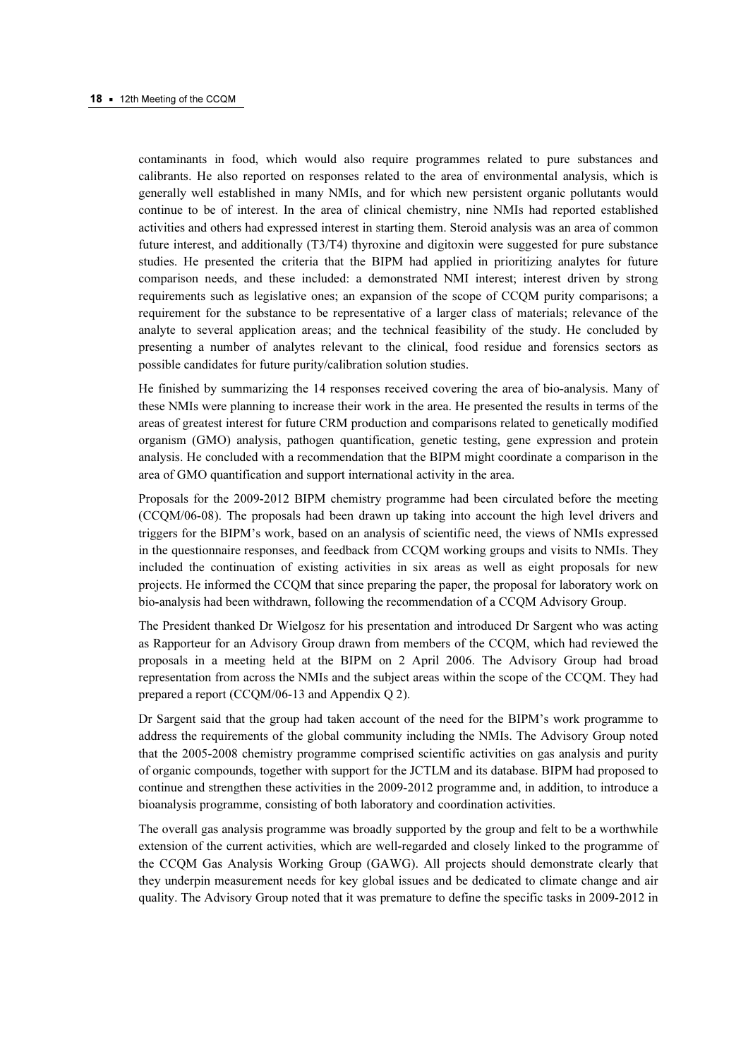contaminants in food, which would also require programmes related to pure substances and calibrants. He also reported on responses related to the area of environmental analysis, which is generally well established in many NMIs, and for which new persistent organic pollutants would continue to be of interest. In the area of clinical chemistry, nine NMIs had reported established activities and others had expressed interest in starting them. Steroid analysis was an area of common future interest, and additionally (T3/T4) thyroxine and digitoxin were suggested for pure substance studies. He presented the criteria that the BIPM had applied in prioritizing analytes for future comparison needs, and these included: a demonstrated NMI interest; interest driven by strong requirements such as legislative ones; an expansion of the scope of CCQM purity comparisons; a requirement for the substance to be representative of a larger class of materials; relevance of the analyte to several application areas; and the technical feasibility of the study. He concluded by presenting a number of analytes relevant to the clinical, food residue and forensics sectors as possible candidates for future purity/calibration solution studies.

He finished by summarizing the 14 responses received covering the area of bio-analysis. Many of these NMIs were planning to increase their work in the area. He presented the results in terms of the areas of greatest interest for future CRM production and comparisons related to genetically modified organism (GMO) analysis, pathogen quantification, genetic testing, gene expression and protein analysis. He concluded with a recommendation that the BIPM might coordinate a comparison in the area of GMO quantification and support international activity in the area.

Proposals for the 2009-2012 BIPM chemistry programme had been circulated before the meeting (CCQM/06-08). The proposals had been drawn up taking into account the high level drivers and triggers for the BIPM's work, based on an analysis of scientific need, the views of NMIs expressed in the questionnaire responses, and feedback from CCQM working groups and visits to NMIs. They included the continuation of existing activities in six areas as well as eight proposals for new projects. He informed the CCQM that since preparing the paper, the proposal for laboratory work on bio-analysis had been withdrawn, following the recommendation of a CCQM Advisory Group.

The President thanked Dr Wielgosz for his presentation and introduced Dr Sargent who was acting as Rapporteur for an Advisory Group drawn from members of the CCQM, which had reviewed the proposals in a meeting held at the BIPM on 2 April 2006. The Advisory Group had broad representation from across the NMIs and the subject areas within the scope of the CCQM. They had prepared a report (CCQM/06-13 and Appendix Q 2).

Dr Sargent said that the group had taken account of the need for the BIPM's work programme to address the requirements of the global community including the NMIs. The Advisory Group noted that the 2005-2008 chemistry programme comprised scientific activities on gas analysis and purity of organic compounds, together with support for the JCTLM and its database. BIPM had proposed to continue and strengthen these activities in the 2009-2012 programme and, in addition, to introduce a bioanalysis programme, consisting of both laboratory and coordination activities.

The overall gas analysis programme was broadly supported by the group and felt to be a worthwhile extension of the current activities, which are well-regarded and closely linked to the programme of the CCQM Gas Analysis Working Group (GAWG). All projects should demonstrate clearly that they underpin measurement needs for key global issues and be dedicated to climate change and air quality. The Advisory Group noted that it was premature to define the specific tasks in 2009-2012 in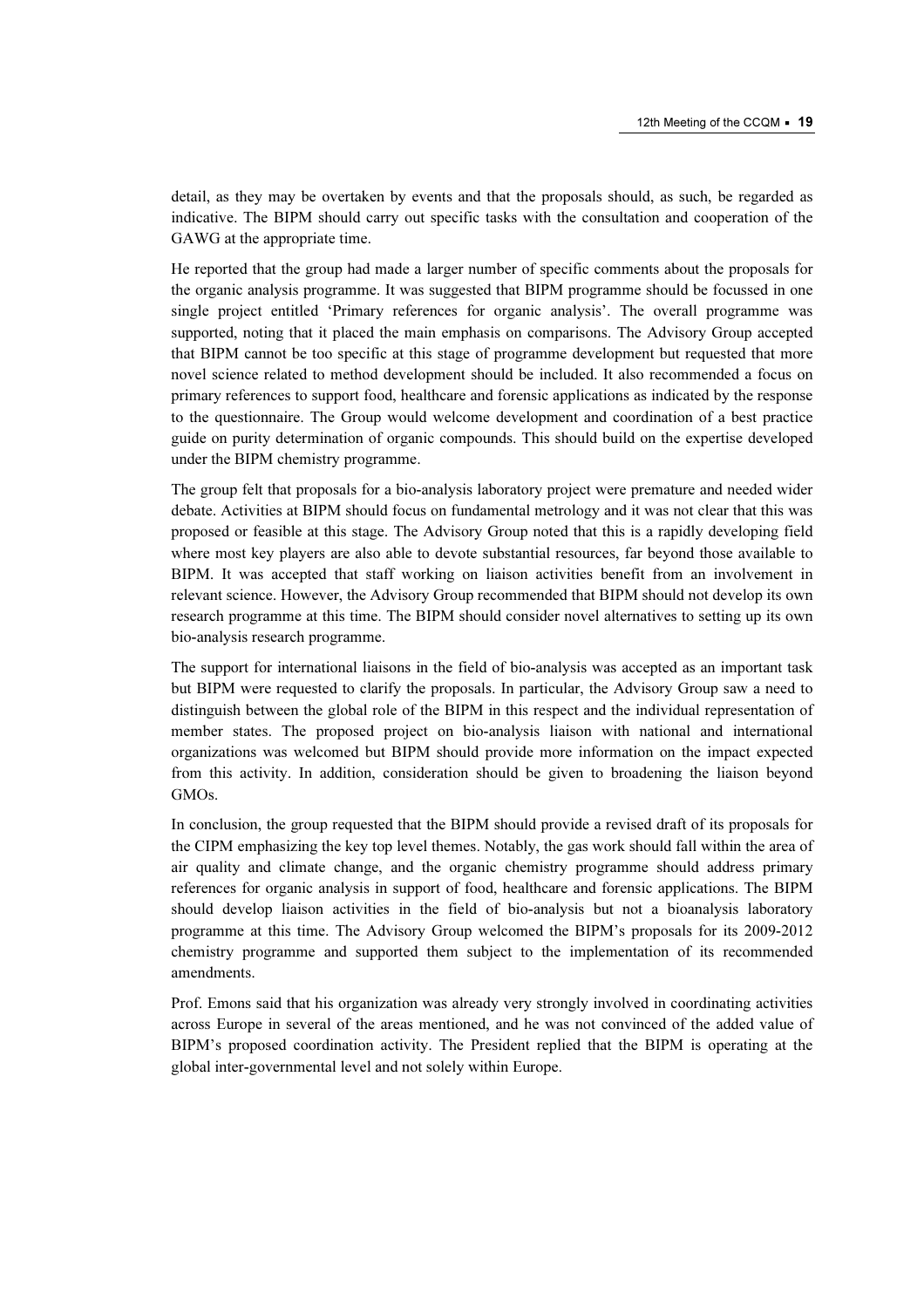detail, as they may be overtaken by events and that the proposals should, as such, be regarded as indicative. The BIPM should carry out specific tasks with the consultation and cooperation of the GAWG at the appropriate time.

He reported that the group had made a larger number of specific comments about the proposals for the organic analysis programme. It was suggested that BIPM programme should be focussed in one single project entitled 'Primary references for organic analysis'. The overall programme was supported, noting that it placed the main emphasis on comparisons. The Advisory Group accepted that BIPM cannot be too specific at this stage of programme development but requested that more novel science related to method development should be included. It also recommended a focus on primary references to support food, healthcare and forensic applications as indicated by the response to the questionnaire. The Group would welcome development and coordination of a best practice guide on purity determination of organic compounds. This should build on the expertise developed under the BIPM chemistry programme.

The group felt that proposals for a bio-analysis laboratory project were premature and needed wider debate. Activities at BIPM should focus on fundamental metrology and it was not clear that this was proposed or feasible at this stage. The Advisory Group noted that this is a rapidly developing field where most key players are also able to devote substantial resources, far beyond those available to BIPM. It was accepted that staff working on liaison activities benefit from an involvement in relevant science. However, the Advisory Group recommended that BIPM should not develop its own research programme at this time. The BIPM should consider novel alternatives to setting up its own bio-analysis research programme.

The support for international liaisons in the field of bio-analysis was accepted as an important task but BIPM were requested to clarify the proposals. In particular, the Advisory Group saw a need to distinguish between the global role of the BIPM in this respect and the individual representation of member states. The proposed project on bio-analysis liaison with national and international organizations was welcomed but BIPM should provide more information on the impact expected from this activity. In addition, consideration should be given to broadening the liaison beyond GMOs.

In conclusion, the group requested that the BIPM should provide a revised draft of its proposals for the CIPM emphasizing the key top level themes. Notably, the gas work should fall within the area of air quality and climate change, and the organic chemistry programme should address primary references for organic analysis in support of food, healthcare and forensic applications. The BIPM should develop liaison activities in the field of bio-analysis but not a bioanalysis laboratory programme at this time. The Advisory Group welcomed the BIPM's proposals for its 2009-2012 chemistry programme and supported them subject to the implementation of its recommended amendments.

Prof. Emons said that his organization was already very strongly involved in coordinating activities across Europe in several of the areas mentioned, and he was not convinced of the added value of BIPM's proposed coordination activity. The President replied that the BIPM is operating at the global inter-governmental level and not solely within Europe.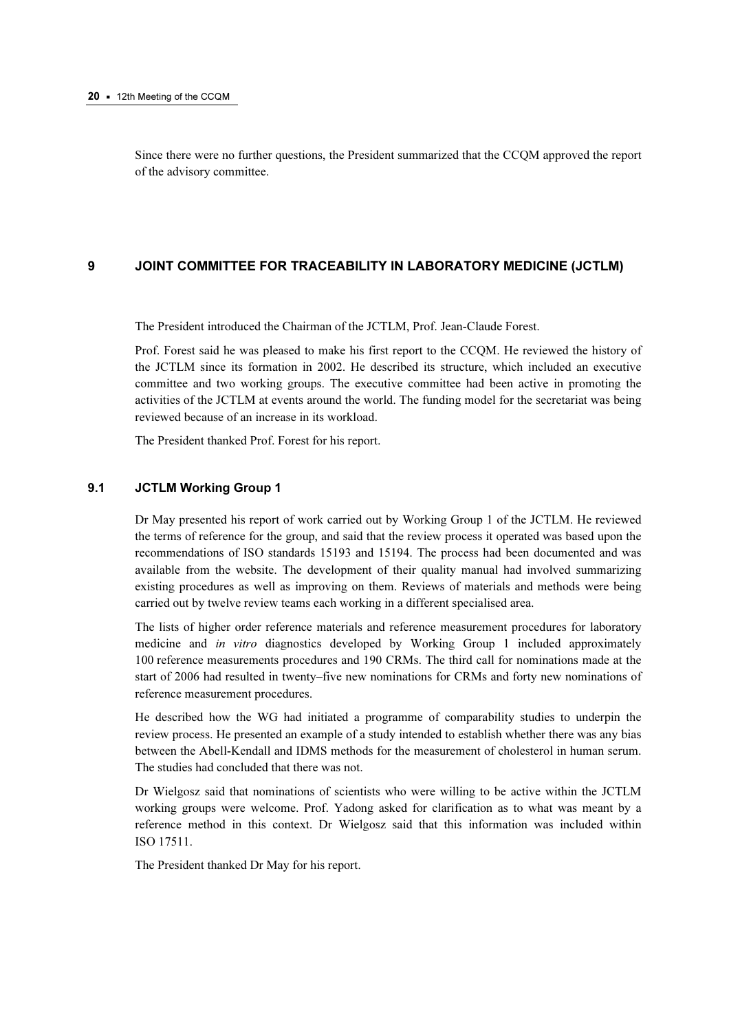Since there were no further questions, the President summarized that the CCQM approved the report of the advisory committee.

## 9 JOINT COMMITTEE FOR TRACEABILITY IN LABORATORY MEDICINE (JCTLM)

The President introduced the Chairman of the JCTLM, Prof. Jean-Claude Forest.

Prof. Forest said he was pleased to make his first report to the CCQM. He reviewed the history of the JCTLM since its formation in 2002. He described its structure, which included an executive committee and two working groups. The executive committee had been active in promoting the activities of the JCTLM at events around the world. The funding model for the secretariat was being reviewed because of an increase in its workload.

The President thanked Prof. Forest for his report.

### 9.1 JCTLM Working Group 1

Dr May presented his report of work carried out by Working Group 1 of the JCTLM. He reviewed the terms of reference for the group, and said that the review process it operated was based upon the recommendations of ISO standards 15193 and 15194. The process had been documented and was available from the website. The development of their quality manual had involved summarizing existing procedures as well as improving on them. Reviews of materials and methods were being carried out by twelve review teams each working in a different specialised area.

The lists of higher order reference materials and reference measurement procedures for laboratory medicine and *in vitro* diagnostics developed by Working Group 1 included approximately 100 reference measurements procedures and 190 CRMs. The third call for nominations made at the start of 2006 had resulted in twenty–five new nominations for CRMs and forty new nominations of reference measurement procedures.

He described how the WG had initiated a programme of comparability studies to underpin the review process. He presented an example of a study intended to establish whether there was any bias between the Abell-Kendall and IDMS methods for the measurement of cholesterol in human serum. The studies had concluded that there was not.

Dr Wielgosz said that nominations of scientists who were willing to be active within the JCTLM working groups were welcome. Prof. Yadong asked for clarification as to what was meant by a reference method in this context. Dr Wielgosz said that this information was included within ISO 17511.

The President thanked Dr May for his report.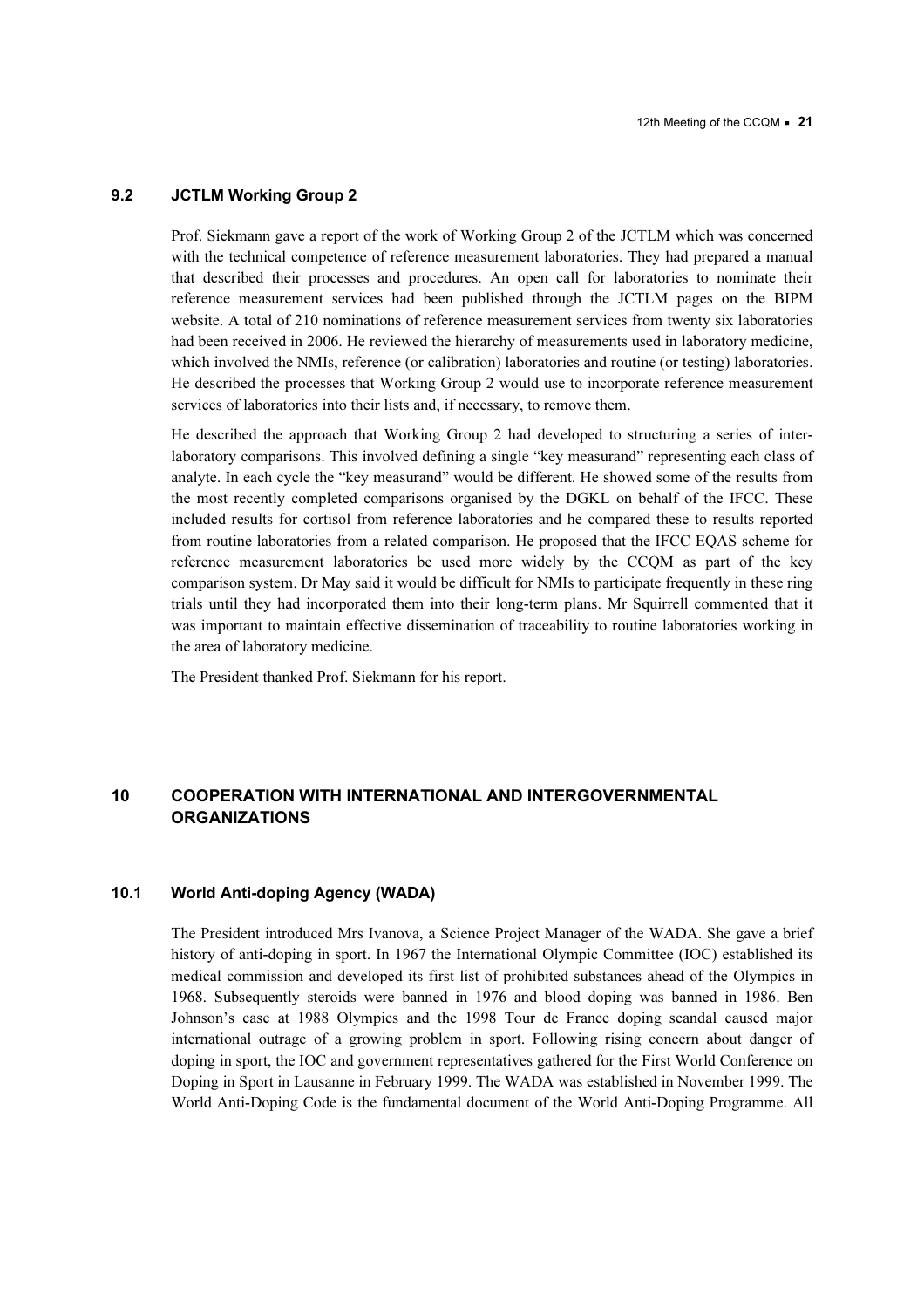### 9.2 JCTLM Working Group 2

Prof. Siekmann gave a report of the work of Working Group 2 of the JCTLM which was concerned with the technical competence of reference measurement laboratories. They had prepared a manual that described their processes and procedures. An open call for laboratories to nominate their reference measurement services had been published through the JCTLM pages on the BIPM website. A total of 210 nominations of reference measurement services from twenty six laboratories had been received in 2006. He reviewed the hierarchy of measurements used in laboratory medicine, which involved the NMIs, reference (or calibration) laboratories and routine (or testing) laboratories. He described the processes that Working Group 2 would use to incorporate reference measurement services of laboratories into their lists and, if necessary, to remove them.

He described the approach that Working Group 2 had developed to structuring a series of inter-laboratory comparisons. This involved defining a single "key measurand" representing each class of analyte. In each cycle the "key measurand" would be different. He showed some of the results from the most recently completed comparisons organised by the DGKL on behalf of the IFCC. These included results for cortisol from reference laboratories and he compared these to results reported from routine laboratories from a related comparison. He proposed that the IFCC EQAS scheme for reference measurement laboratories be used more widely by the CCQM as part of the key comparison system. Dr May said it would be difficult for NMIs to participate frequently in these ring trials until they had incorporated them into their long-term plans. Mr Squirrell commented that it was important to maintain effective dissemination of traceability to routine laboratories working in the area of laboratory medicine.

The President thanked Prof. Siekmann for his report.

## 10 COOPERATION WITH INTERNATIONAL AND INTERGOVERNMENTAL ORGANIZATIONS

### 10.1 World Anti-doping Agency (WADA)

The President introduced Mrs Ivanova, a Science Project Manager of the WADA. She gave a brief history of anti-doping in sport. In 1967 the International Olympic Committee (IOC) established its medical commission and developed its first list of prohibited substances ahead of the Olympics in 1968. Subsequently steroids were banned in 1976 and blood doping was banned in 1986. Ben Johnson's case at 1988 Olympics and the 1998 Tour de France doping scandal caused major international outrage of a growing problem in sport. Following rising concern about danger of doping in sport, the IOC and government representatives gathered for the First World Conference on Doping in Sport in Lausanne in February 1999. The WADA was established in November 1999. The World Anti-Doping Code is the fundamental document of the World Anti-Doping Programme. All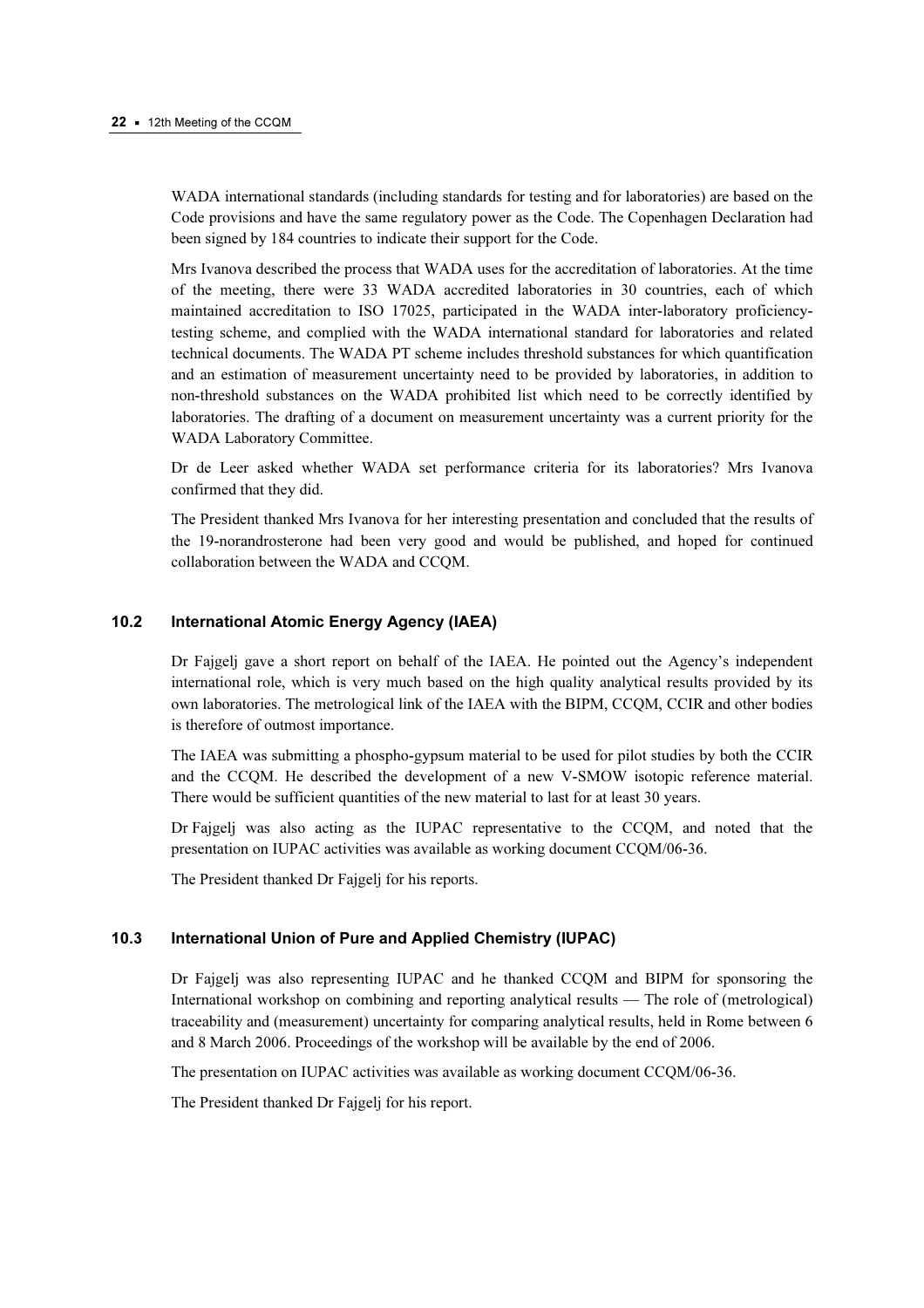WADA international standards (including standards for testing and for laboratories) are based on the Code provisions and have the same regulatory power as the Code. The Copenhagen Declaration had been signed by 184 countries to indicate their support for the Code.

Mrs Ivanova described the process that WADA uses for the accreditation of laboratories. At the time of the meeting, there were 33 WADA accredited laboratories in 30 countries, each of which maintained accreditation to ISO 17025, participated in the WADA inter-laboratory proficiency-testing scheme, and complied with the WADA international standard for laboratories and related technical documents. The WADA PT scheme includes threshold substances for which quantification and an estimation of measurement uncertainty need to be provided by laboratories, in addition to non-threshold substances on the WADA prohibited list which need to be correctly identified by laboratories. The drafting of a document on measurement uncertainty was a current priority for the WADA Laboratory Committee.

Dr de Leer asked whether WADA set performance criteria for its laboratories? Mrs Ivanova confirmed that they did.

The President thanked Mrs Ivanova for her interesting presentation and concluded that the results of the 19-norandrosterone had been very good and would be published, and hoped for continued collaboration between the WADA and CCQM.

### 10.2 International Atomic Energy Agency (IAEA)

Dr Fajgelj gave a short report on behalf of the IAEA. He pointed out the Agency's independent international role, which is very much based on the high quality analytical results provided by its own laboratories. The metrological link of the IAEA with the BIPM, CCQM, CCIR and other bodies is therefore of outmost importance.

The IAEA was submitting a phospho-gypsum material to be used for pilot studies by both the CCIR and the CCQM. He described the development of a new V-SMOW isotopic reference material. There would be sufficient quantities of the new material to last for at least 30 years.

Dr Fajgelj was also acting as the IUPAC representative to the CCQM, and noted that the presentation on IUPAC activities was available as working document CCQM/06-36.

The President thanked Dr Fajgelj for his reports.

### 10.3 International Union of Pure and Applied Chemistry (IUPAC)

Dr Fajgelj was also representing IUPAC and he thanked CCQM and BIPM for sponsoring the International workshop on combining and reporting analytical results — The role of (metrological) traceability and (measurement) uncertainty for comparing analytical results, held in Rome between 6 and 8 March 2006. Proceedings of the workshop will be available by the end of 2006.

The presentation on IUPAC activities was available as working document CCQM/06-36.

The President thanked Dr Fajgelj for his report.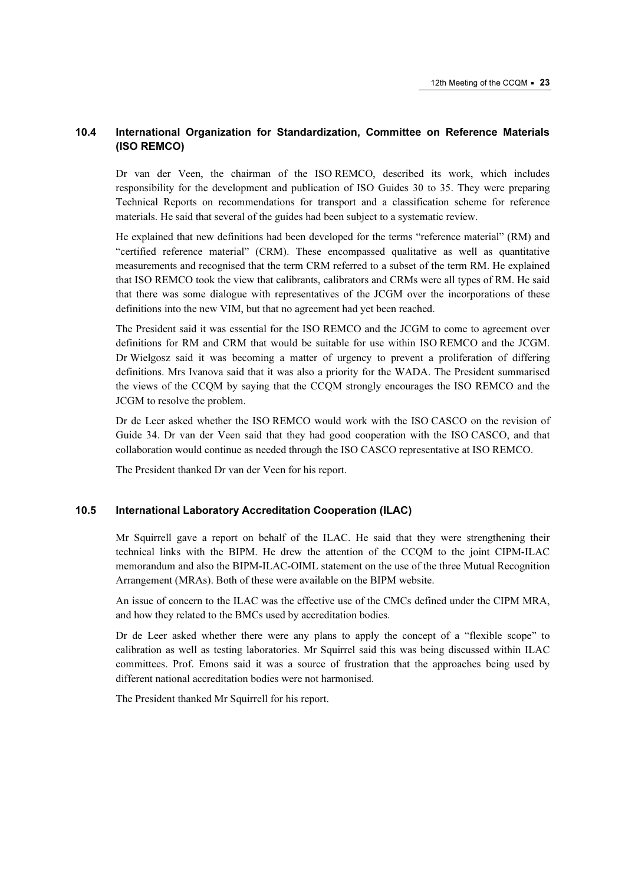## 10.4 International Organization for Standardization, Committee on Reference Materials (ISO REMCO)

Dr van der Veen, the chairman of the ISO REMCO, described its work, which includes responsibility for the development and publication of ISO Guides 30 to 35. They were preparing Technical Reports on recommendations for transport and a classification scheme for reference materials. He said that several of the guides had been subject to a systematic review.

He explained that new definitions had been developed for the terms “reference material” (RM) and “certified reference material” (CRM). These encompassed qualitative as well as quantitative measurements and recognised that the term CRM referred to a subset of the term RM. He explained that ISO REMCO took the view that calibrants, calibrators and CRMs were all types of RM. He said that there was some dialogue with representatives of the JCGM over the incorporations of these definitions into the new VIM, but that no agreement had yet been reached.

The President said it was essential for the ISO REMCO and the JCGM to come to agreement over definitions for RM and CRM that would be suitable for use within ISO REMCO and the JCGM. Dr Wielgosz said it was becoming a matter of urgency to prevent a proliferation of differing definitions. Mrs Ivanova said that it was also a priority for the WADA. The President summarised the views of the CCQM by saying that the CCQM strongly encourages the ISO REMCO and the JCGM to resolve the problem.

Dr de Leer asked whether the ISO REMCO would work with the ISO CASCO on the revision of Guide 34. Dr van der Veen said that they had good cooperation with the ISO CASCO, and that collaboration would continue as needed through the ISO CASCO representative at ISO REMCO.

The President thanked Dr van der Veen for his report.

## 10.5 International Laboratory Accreditation Cooperation (ILAC)

Mr Squirrell gave a report on behalf of the ILAC. He said that they were strengthening their technical links with the BIPM. He drew the attention of the CCQM to the joint CIPM-ILAC memorandum and also the BIPM-ILAC-OIML statement on the use of the three Mutual Recognition Arrangement (MRAs). Both of these were available on the BIPM website.

An issue of concern to the ILAC was the effective use of the CMCs defined under the CIPM MRA, and how they related to the BMCs used by accreditation bodies.

Dr de Leer asked whether there were any plans to apply the concept of a “flexible scope” to calibration as well as testing laboratories. Mr Squirrel said this was being discussed within ILAC committees. Prof. Emons said it was a source of frustration that the approaches being used by different national accreditation bodies were not harmonised.

The President thanked Mr Squirrell for his report.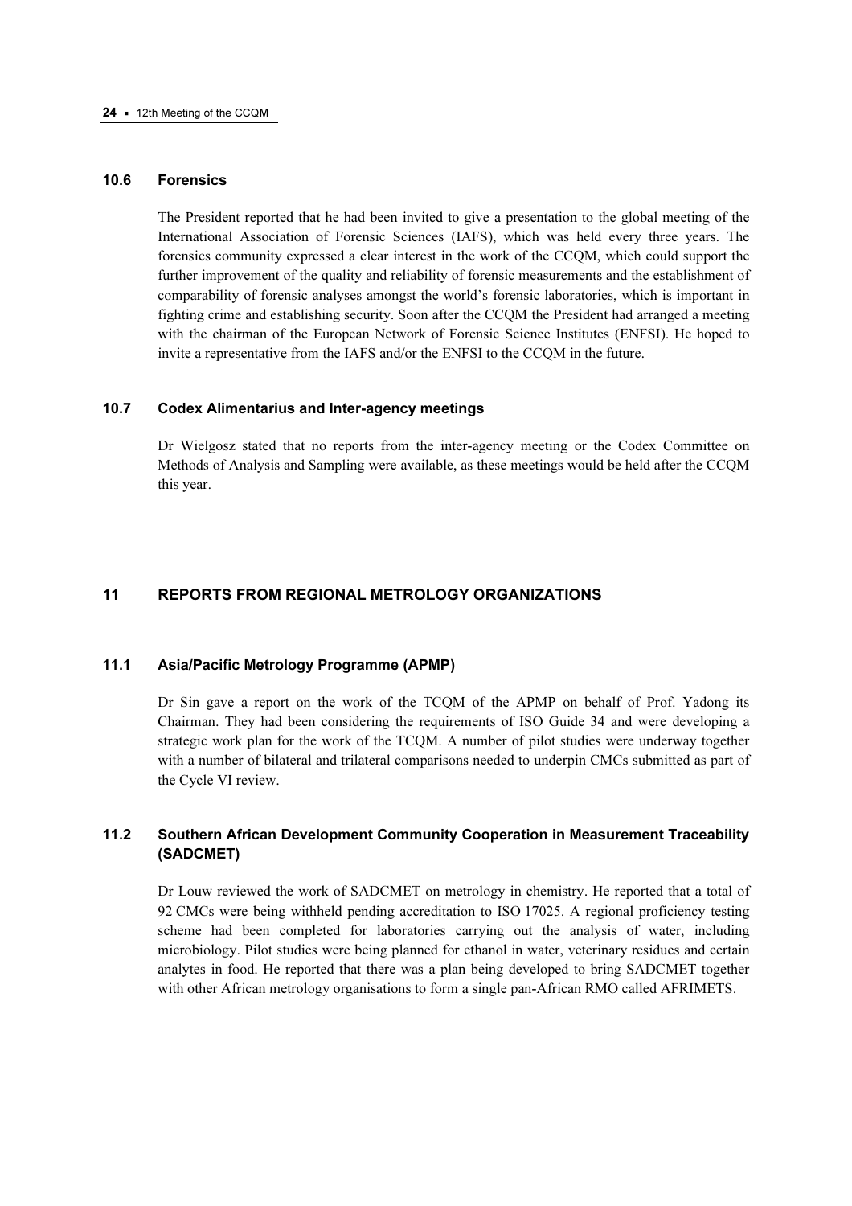### 10.6 Forensics

The President reported that he had been invited to give a presentation to the global meeting of the International Association of Forensic Sciences (IAFS), which was held every three years. The forensics community expressed a clear interest in the work of the CCQM, which could support the further improvement of the quality and reliability of forensic measurements and the establishment of comparability of forensic analyses amongst the world's forensic laboratories, which is important in fighting crime and establishing security. Soon after the CCQM the President had arranged a meeting with the chairman of the European Network of Forensic Science Institutes (ENFSI). He hoped to invite a representative from the IAFS and/or the ENFSI to the CCQM in the future.

### 10.7 Codex Alimentarius and Inter-agency meetings

Dr Wielgosz stated that no reports from the inter-agency meeting or the Codex Committee on Methods of Analysis and Sampling were available, as these meetings would be held after the CCQM this year.

## 11 REPORTS FROM REGIONAL METROLOGY ORGANIZATIONS

### 11.1 Asia/Pacific Metrology Programme (APMP)

Dr Sin gave a report on the work of the TCQM of the APMP on behalf of Prof. Yadong its Chairman. They had been considering the requirements of ISO Guide 34 and were developing a strategic work plan for the work of the TCQM. A number of pilot studies were underway together with a number of bilateral and trilateral comparisons needed to underpin CMCs submitted as part of the Cycle VI review.

### 11.2 Southern African Development Community Cooperation in Measurement Traceability (SADCMET)

Dr Louw reviewed the work of SADCMET on metrology in chemistry. He reported that a total of 92 CMCs were being withheld pending accreditation to ISO 17025. A regional proficiency testing scheme had been completed for laboratories carrying out the analysis of water, including microbiology. Pilot studies were being planned for ethanol in water, veterinary residues and certain analytes in food. He reported that there was a plan being developed to bring SADCMET together with other African metrology organisations to form a single pan-African RMO called AFRIMETS.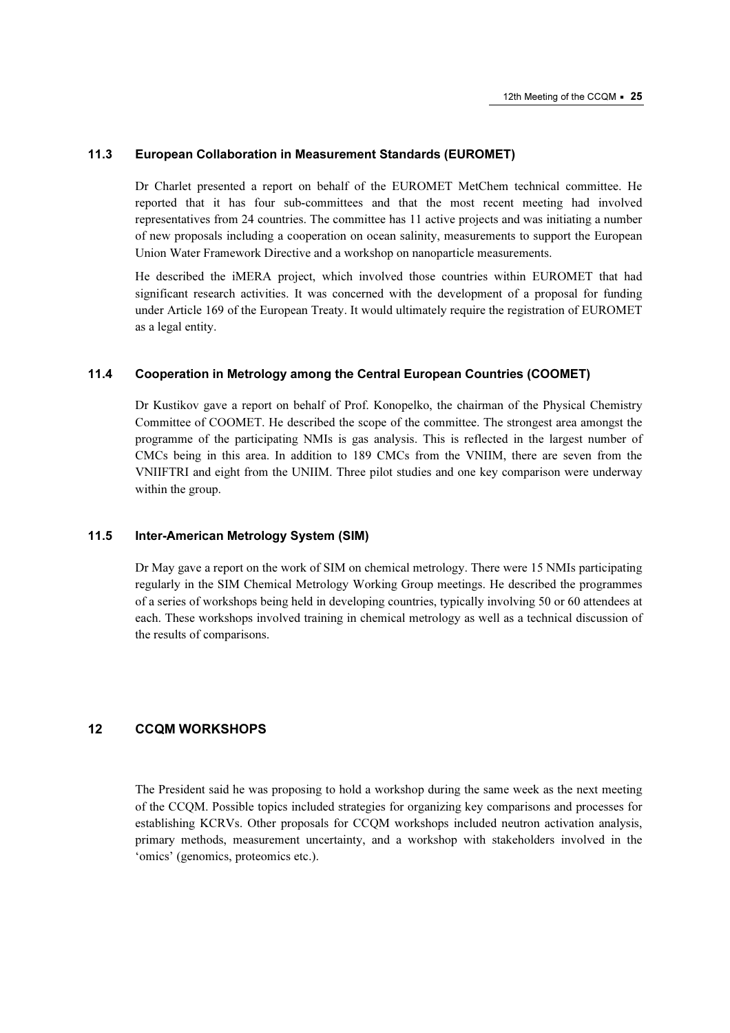### 11.3 European Collaboration in Measurement Standards (EUROMET)

Dr Charlet presented a report on behalf of the EUROMET MetChem technical committee. He reported that it has four sub-committees and that the most recent meeting had involved representatives from 24 countries. The committee has 11 active projects and was initiating a number of new proposals including a cooperation on ocean salinity, measurements to support the European Union Water Framework Directive and a workshop on nanoparticle measurements.

He described the iMERA project, which involved those countries within EUROMET that had significant research activities. It was concerned with the development of a proposal for funding under Article 169 of the European Treaty. It would ultimately require the registration of EUROMET as a legal entity.

### 11.4 Cooperation in Metrology among the Central European Countries (COOMET)

Dr Kustikov gave a report on behalf of Prof. Konopelko, the chairman of the Physical Chemistry Committee of COOMET. He described the scope of the committee. The strongest area amongst the programme of the participating NMIs is gas analysis. This is reflected in the largest number of CMCs being in this area. In addition to 189 CMCs from the VNIIM, there are seven from the VNIIFTRI and eight from the UNIIM. Three pilot studies and one key comparison were underway within the group.

### 11.5 Inter-American Metrology System (SIM)

Dr May gave a report on the work of SIM on chemical metrology. There were 15 NMIs participating regularly in the SIM Chemical Metrology Working Group meetings. He described the programmes of a series of workshops being held in developing countries, typically involving 50 or 60 attendees at each. These workshops involved training in chemical metrology as well as a technical discussion of the results of comparisons.

## 12 CCQM WORKSHOPS

The President said he was proposing to hold a workshop during the same week as the next meeting of the CCQM. Possible topics included strategies for organizing key comparisons and processes for establishing KCRVs. Other proposals for CCQM workshops included neutron activation analysis, primary methods, measurement uncertainty, and a workshop with stakeholders involved in the 'omics' (genomics, proteomics etc.).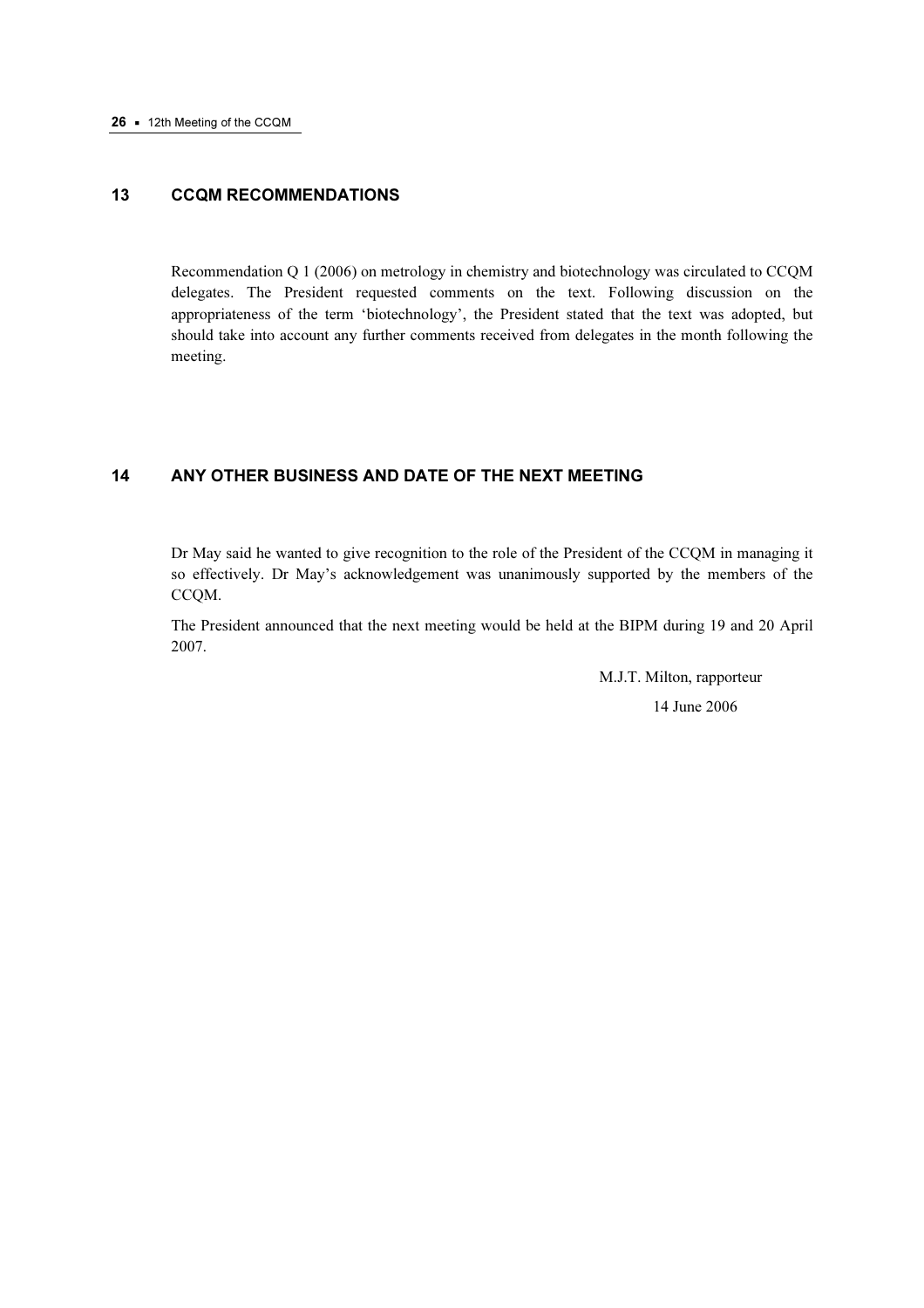## 13 CCQM RECOMMENDATIONS

Recommendation Q 1 (2006) on metrology in chemistry and biotechnology was circulated to CCQM delegates. The President requested comments on the text. Following discussion on the appropriateness of the term 'biotechnology', the President stated that the text was adopted, but should take into account any further comments received from delegates in the month following the meeting.

## 14 ANY OTHER BUSINESS AND DATE OF THE NEXT MEETING

Dr May said he wanted to give recognition to the role of the President of the CCQM in managing it so effectively. Dr May's acknowledgement was unanimously supported by the members of the CCQM.

The President announced that the next meeting would be held at the BIPM during 19 and 20 April 2007.

M.J.T. Milton, rapporteur

14 June 2006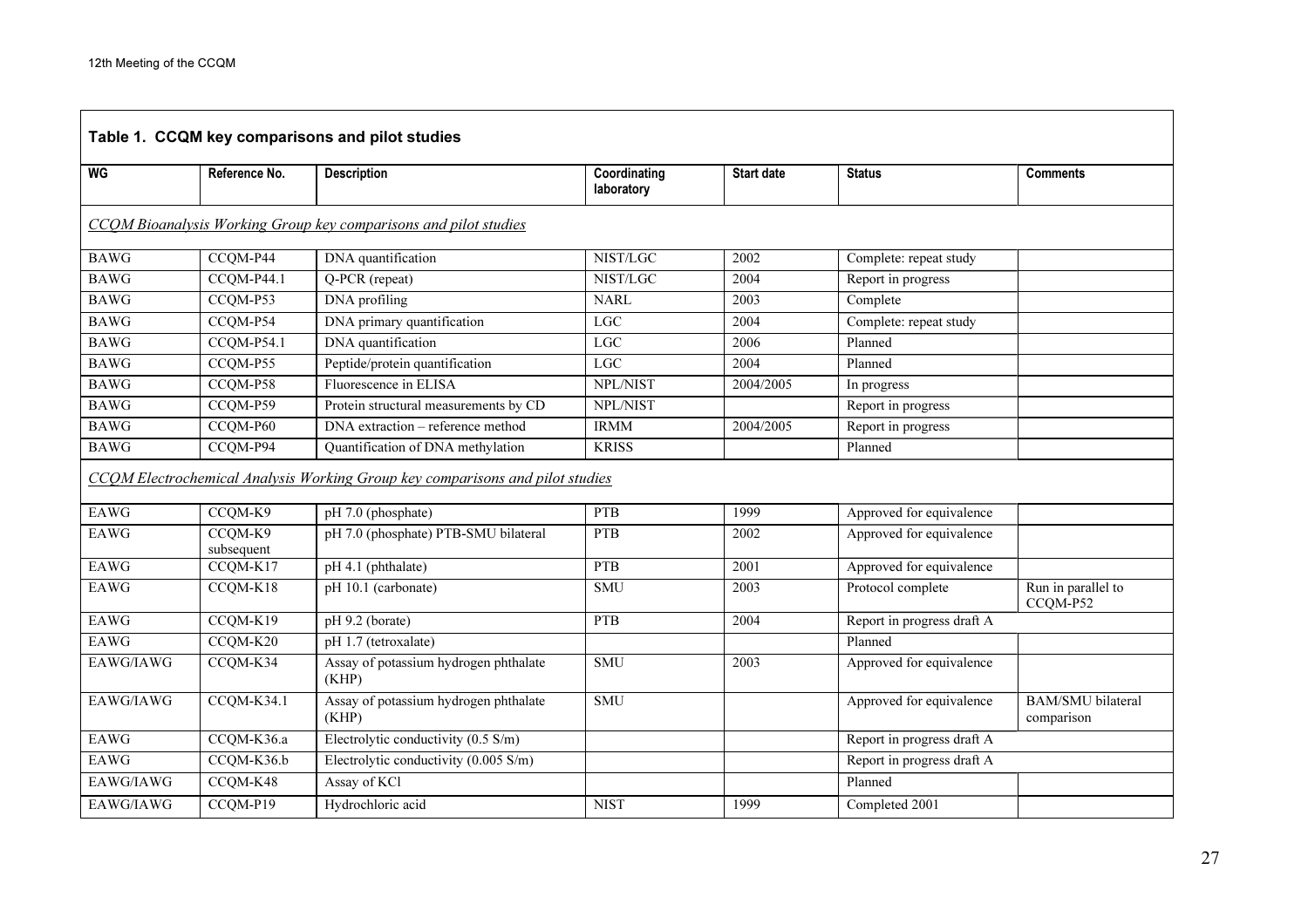**Table 1. CCQM key comparisons and pilot studies**

| WG | Reference No. | Description | Coordinating laboratory | Start date | Status | Comments |
|---|---|---|---|---|---|---|
| *CCQM Bioanalysis Working Group key comparisons and pilot studies* | | | | | | |
| BAWG | CCQM-P44 | DNA quantification | NIST/LGC | 2002 | Complete: repeat study | |
| BAWG | CCQM-P44.1 | Q-PCR (repeat) | NIST/LGC | 2004 | Report in progress | |
| BAWG | CCQM-P53 | DNA profiling | NARL | 2003 | Complete | |
| BAWG | CCQM-P54 | DNA primary quantification | LGC | 2004 | Complete: repeat study | |
| BAWG | CCQM-P54.1 | DNA quantification | LGC | 2006 | Planned | |
| BAWG | CCQM-P55 | Peptide/protein quantification | LGC | 2004 | Planned | |
| BAWG | CCQM-P58 | Fluorescence in ELISA | NPL/NIST | 2004/2005 | In progress | |
| BAWG | CCQM-P59 | Protein structural measurements by CD | NPL/NIST | | Report in progress | |
| BAWG | CCQM-P60 | DNA extraction – reference method | IRMM | 2004/2005 | Report in progress | |
| BAWG | CCQM-P94 | Quantification of DNA methylation | KRISS | | Planned | |
| *CCQM Electrochemical Analysis Working Group key comparisons and pilot studies* | | | | | | |
| EAWG | CCQM-K9 | pH 7.0 (phosphate) | PTB | 1999 | Approved for equivalence | |
| EAWG | CCQM-K9 subsequent | pH 7.0 (phosphate) PTB-SMU bilateral | PTB | 2002 | Approved for equivalence | |
| EAWG | CCQM-K17 | pH 4.1 (phthalate) | PTB | 2001 | Approved for equivalence | |
| EAWG | CCQM-K18 | pH 10.1 (carbonate) | SMU | 2003 | Protocol complete | Run in parallel to CCQM-P52 |
| EAWG | CCQM-K19 | pH 9.2 (borate) | PTB | 2004 | Report in progress draft A | |
| EAWG | CCQM-K20 | pH 1.7 (tetroxalate) | | | Planned | |
| EAWG/IAWG | CCQM-K34 | Assay of potassium hydrogen phthalate (KHP) | SMU | 2003 | Approved for equivalence | |
| EAWG/IAWG | CCQM-K34.1 | Assay of potassium hydrogen phthalate (KHP) | SMU | | Approved for equivalence | BAM/SMU bilateral comparison |
| EAWG | CCQM-K36.a | Electrolytic conductivity (0.5 S/m) | | | Report in progress draft A | |
| EAWG | CCQM-K36.b | Electrolytic conductivity (0.005 S/m) | | | Report in progress draft A | |
| EAWG/IAWG | CCQM-K48 | Assay of KCl | | | Planned | |
| EAWG/IAWG | CCQM-P19 | Hydrochloric acid | NIST | 1999 | Completed 2001 | |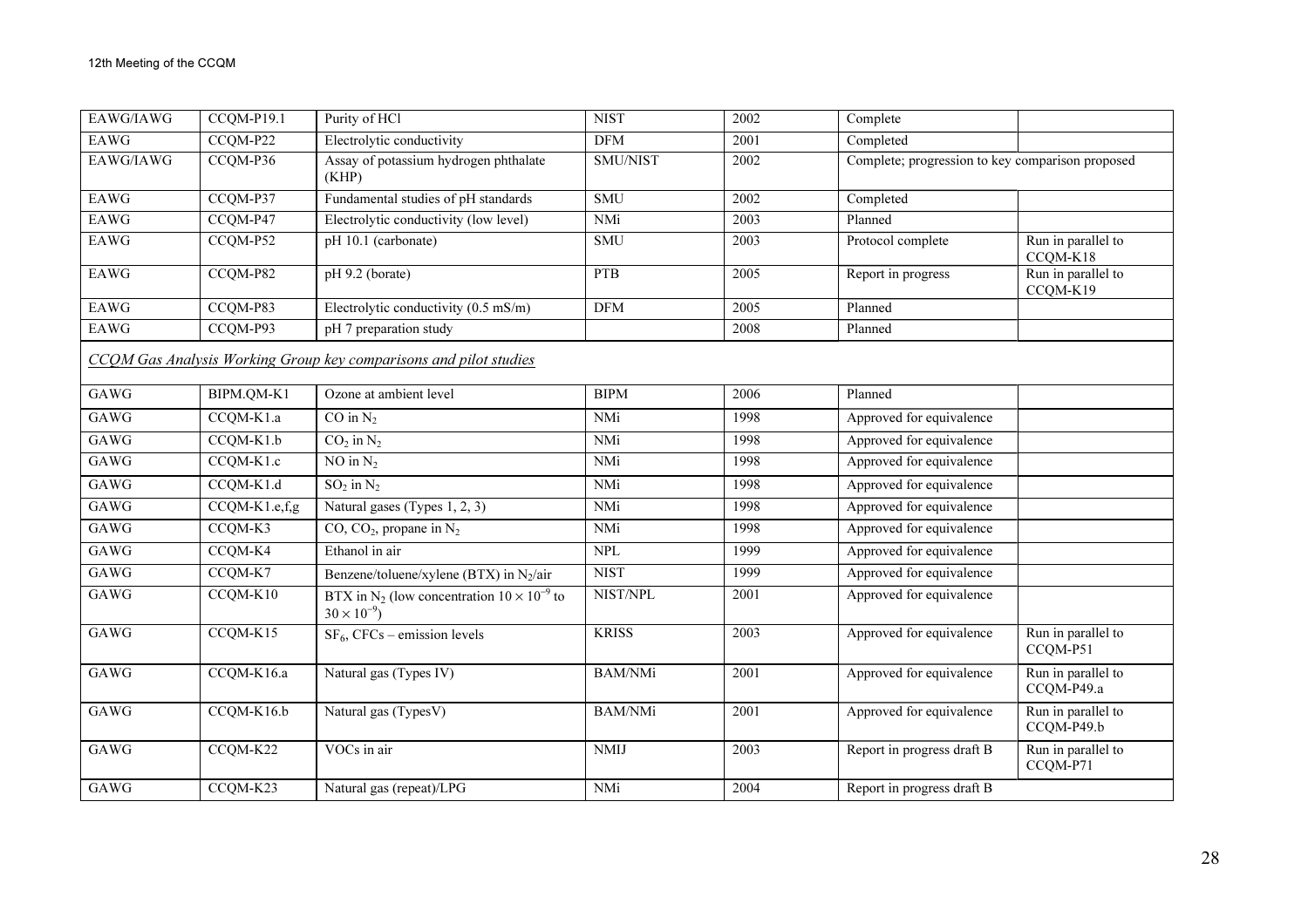| EAWG/IAWG | CCQM-P19.1 | Purity of HCl | NIST | 2002 | Complete | |
|---|---|---|---|---|---|---|
| EAWG | CCQM-P22 | Electrolytic conductivity | DFM | 2001 | Completed | |
| EAWG/IAWG | CCQM-P36 | Assay of potassium hydrogen phthalate (KHP) | SMU/NIST | 2002 | Complete; progression to key comparison proposed | |
| EAWG | CCQM-P37 | Fundamental studies of pH standards | SMU | 2002 | Completed | |
| EAWG | CCQM-P47 | Electrolytic conductivity (low level) | NMi | 2003 | Planned | |
| EAWG | CCQM-P52 | pH 10.1 (carbonate) | SMU | 2003 | Protocol complete | Run in parallel to CCQM-K18 |
| EAWG | CCQM-P82 | pH 9.2 (borate) | PTB | 2005 | Report in progress | Run in parallel to CCQM-K19 |
| EAWG | CCQM-P83 | Electrolytic conductivity (0.5 mS/m) | DFM | 2005 | Planned | |
| EAWG | CCQM-P93 | pH 7 preparation study | | 2008 | Planned | |

*CCQM Gas Analysis Working Group key comparisons and pilot studies*

| GAWG | BIPM.QM-K1 | Ozone at ambient level | BIPM | 2006 | Planned | |
|---|---|---|---|---|---|---|
| GAWG | CCQM-K1.a | CO in $N_2$ | NMi | 1998 | Approved for equivalence | |
| GAWG | CCQM-K1.b | $CO_2$ in $N_2$ | NMi | 1998 | Approved for equivalence | |
| GAWG | CCQM-K1.c | NO in $N_2$ | NMi | 1998 | Approved for equivalence | |
| GAWG | CCQM-K1.d | $SO_2$ in $N_2$ | NMi | 1998 | Approved for equivalence | |
| GAWG | CCQM-K1.e,f,g | Natural gases (Types 1, 2, 3) | NMi | 1998 | Approved for equivalence | |
| GAWG | CCQM-K3 | CO, $CO_2$, propane in $N_2$ | NMi | 1998 | Approved for equivalence | |
| GAWG | CCQM-K4 | Ethanol in air | NPL | 1999 | Approved for equivalence | |
| GAWG | CCQM-K7 | Benzene/toluene/xylene (BTX) in $N_2$/air | NIST | 1999 | Approved for equivalence | |
| GAWG | CCQM-K10 | BTX in $N_2$ (low concentration $10 \times 10^{-9}$ to $30 \times 10^{-9}$) | NIST/NPL | 2001 | Approved for equivalence | |
| GAWG | CCQM-K15 | $SF_6$, CFCs – emission levels | KRISS | 2003 | Approved for equivalence | Run in parallel to CCQM-P51 |
| GAWG | CCQM-K16.a | Natural gas (Types IV) | BAM/NMi | 2001 | Approved for equivalence | Run in parallel to CCQM-P49.a |
| GAWG | CCQM-K16.b | Natural gas (TypesV) | BAM/NMi | 2001 | Approved for equivalence | Run in parallel to CCQM-P49.b |
| GAWG | CCQM-K22 | VOCs in air | NMIJ | 2003 | Report in progress draft B | Run in parallel to CCQM-P71 |
| GAWG | CCQM-K23 | Natural gas (repeat)/LPG | NMi | 2004 | Report in progress draft B | |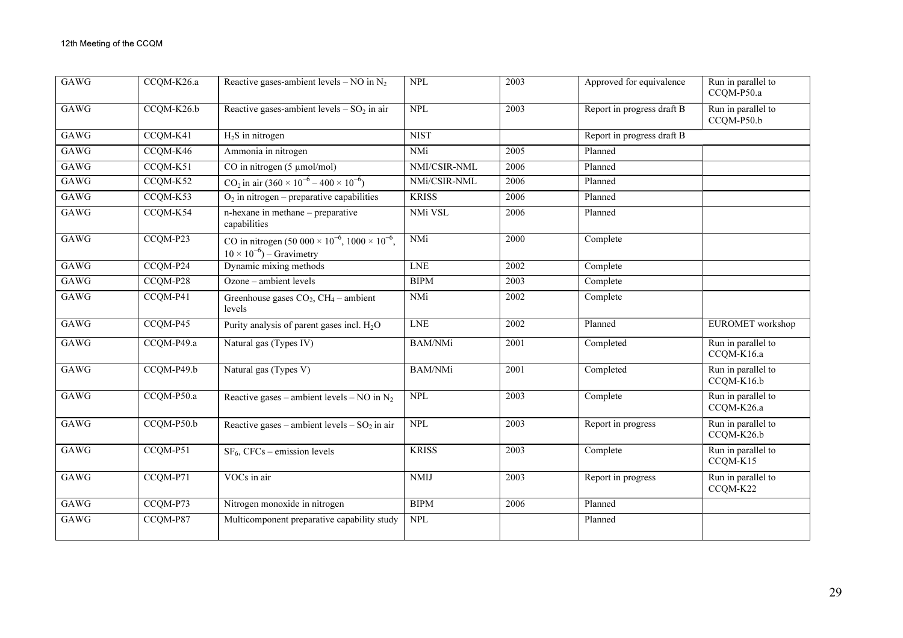| | | | | | | |
|---|---|---|---|---|---|---|
| GAWG | CCQM-K26.a | Reactive gases-ambient levels – NO in $N_2$ | NPL | 2003 | Approved for equivalence | Run in parallel to CCQM-P50.a |
| GAWG | CCQM-K26.b | Reactive gases-ambient levels – $SO_2$ in air | NPL | 2003 | Report in progress draft B | Run in parallel to CCQM-P50.b |
| GAWG | CCQM-K41 | $H_2S$ in nitrogen | NIST | | Report in progress draft B | |
| GAWG | CCQM-K46 | Ammonia in nitrogen | NMi | 2005 | Planned | |
| GAWG | CCQM-K51 | CO in nitrogen (5 µmol/mol) | NMI/CSIR-NML | 2006 | Planned | |
| GAWG | CCQM-K52 | $CO_2$ in air ($360 \times 10^{-6} – 400 \times 10^{-6}$) | NMi/CSIR-NML | 2006 | Planned | |
| GAWG | CCQM-K53 | $O_2$ in nitrogen – preparative capabilities | KRISS | 2006 | Planned | |
| GAWG | CCQM-K54 | n-hexane in methane – preparative capabilities | NMi VSL | 2006 | Planned | |
| GAWG | CCQM-P23 | CO in nitrogen ($50\,000 \times 10^{-6}$, $1000 \times 10^{-6}$, $10 \times 10^{-6}$) – Gravimetry | NMi | 2000 | Complete | |
| GAWG | CCQM-P24 | Dynamic mixing methods | LNE | 2002 | Complete | |
| GAWG | CCQM-P28 | Ozone – ambient levels | BIPM | 2003 | Complete | |
| GAWG | CCQM-P41 | Greenhouse gases $CO_2$, $CH_4$ – ambient levels | NMi | 2002 | Complete | |
| GAWG | CCQM-P45 | Purity analysis of parent gases incl. $H_2O$ | LNE | 2002 | Planned | EUROMET workshop |
| GAWG | CCQM-P49.a | Natural gas (Types IV) | BAM/NMi | 2001 | Completed | Run in parallel to CCQM-K16.a |
| GAWG | CCQM-P49.b | Natural gas (Types V) | BAM/NMi | 2001 | Completed | Run in parallel to CCQM-K16.b |
| GAWG | CCQM-P50.a | Reactive gases – ambient levels – NO in $N_2$ | NPL | 2003 | Complete | Run in parallel to CCQM-K26.a |
| GAWG | CCQM-P50.b | Reactive gases – ambient levels – $SO_2$ in air | NPL | 2003 | Report in progress | Run in parallel to CCQM-K26.b |
| GAWG | CCQM-P51 | $SF_6$, CFCs – emission levels | KRISS | 2003 | Complete | Run in parallel to CCQM-K15 |
| GAWG | CCQM-P71 | VOCs in air | NMIJ | 2003 | Report in progress | Run in parallel to CCQM-K22 |
| GAWG | CCQM-P73 | Nitrogen monoxide in nitrogen | BIPM | 2006 | Planned | |
| GAWG | CCQM-P87 | Multicomponent preparative capability study | NPL | | Planned | |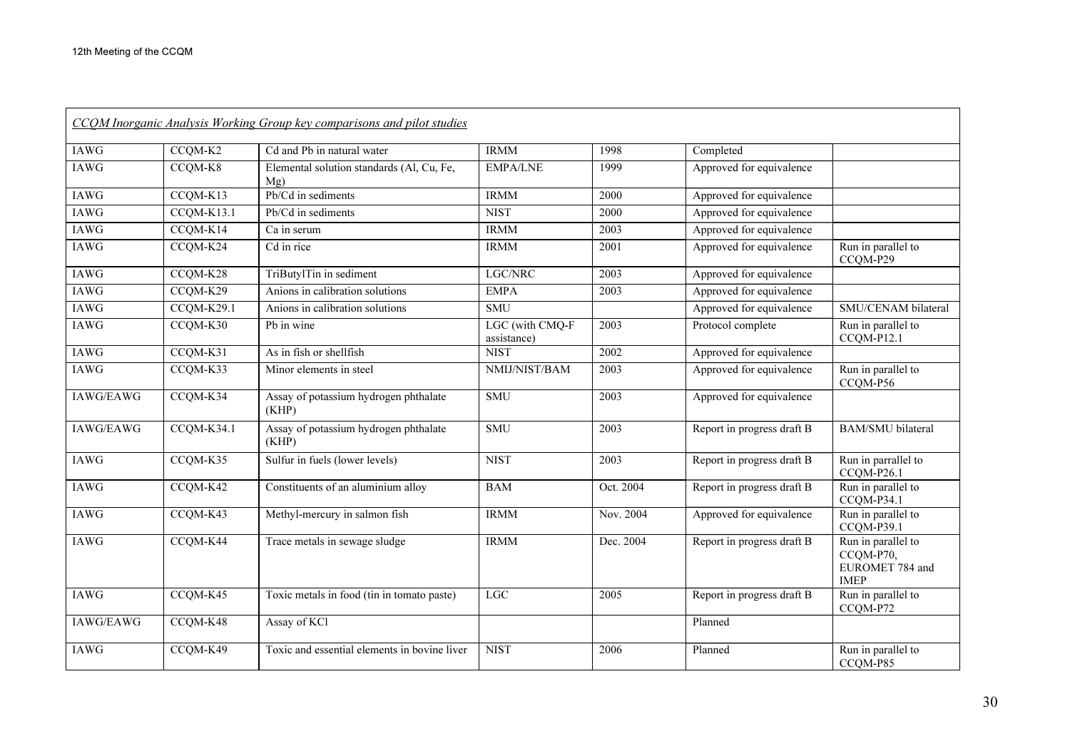*CCQM Inorganic Analysis Working Group key comparisons and pilot studies*

| | | | | | | |
|---|---|---|---|---|---|---|
| IAWG | CCQM-K2 | Cd and Pb in natural water | IRMM | 1998 | Completed | |
| IAWG | CCQM-K8 | Elemental solution standards (Al, Cu, Fe, Mg) | EMPA/LNE | 1999 | Approved for equivalence | |
| IAWG | CCQM-K13 | Pb/Cd in sediments | IRMM | 2000 | Approved for equivalence | |
| IAWG | CCQM-K13.1 | Pb/Cd in sediments | NIST | 2000 | Approved for equivalence | |
| IAWG | CCQM-K14 | Ca in serum | IRMM | 2003 | Approved for equivalence | |
| IAWG | CCQM-K24 | Cd in rice | IRMM | 2001 | Approved for equivalence | Run in parallel to CCQM-P29 |
| IAWG | CCQM-K28 | TriButylTin in sediment | LGC/NRC | 2003 | Approved for equivalence | |
| IAWG | CCQM-K29 | Anions in calibration solutions | EMPA | 2003 | Approved for equivalence | |
| IAWG | CCQM-K29.1 | Anions in calibration solutions | SMU | | Approved for equivalence | SMU/CENAM bilateral |
| IAWG | CCQM-K30 | Pb in wine | LGC (with CMQ-F assistance) | 2003 | Protocol complete | Run in parallel to CCQM-P12.1 |
| IAWG | CCQM-K31 | As in fish or shellfish | NIST | 2002 | Approved for equivalence | |
| IAWG | CCQM-K33 | Minor elements in steel | NMIJ/NIST/BAM | 2003 | Approved for equivalence | Run in parallel to CCQM-P56 |
| IAWG/EAWG | CCQM-K34 | Assay of potassium hydrogen phthalate (KHP) | SMU | 2003 | Approved for equivalence | |
| IAWG/EAWG | CCQM-K34.1 | Assay of potassium hydrogen phthalate (KHP) | SMU | 2003 | Report in progress draft B | BAM/SMU bilateral |
| IAWG | CCQM-K35 | Sulfur in fuels (lower levels) | NIST | 2003 | Report in progress draft B | Run in parrallel to CCQM-P26.1 |
| IAWG | CCQM-K42 | Constituents of an aluminium alloy | BAM | Oct. 2004 | Report in progress draft B | Run in parallel to CCQM-P34.1 |
| IAWG | CCQM-K43 | Methyl-mercury in salmon fish | IRMM | Nov. 2004 | Approved for equivalence | Run in parallel to CCQM-P39.1 |
| IAWG | CCQM-K44 | Trace metals in sewage sludge | IRMM | Dec. 2004 | Report in progress draft B | Run in parallel to CCQM-P70, EUROMET 784 and IMEP |
| IAWG | CCQM-K45 | Toxic metals in food (tin in tomato paste) | LGC | 2005 | Report in progress draft B | Run in parallel to CCQM-P72 |
| IAWG/EAWG | CCQM-K48 | Assay of KCl | | | Planned | |
| IAWG | CCQM-K49 | Toxic and essential elements in bovine liver | NIST | 2006 | Planned | Run in parallel to CCQM-P85 |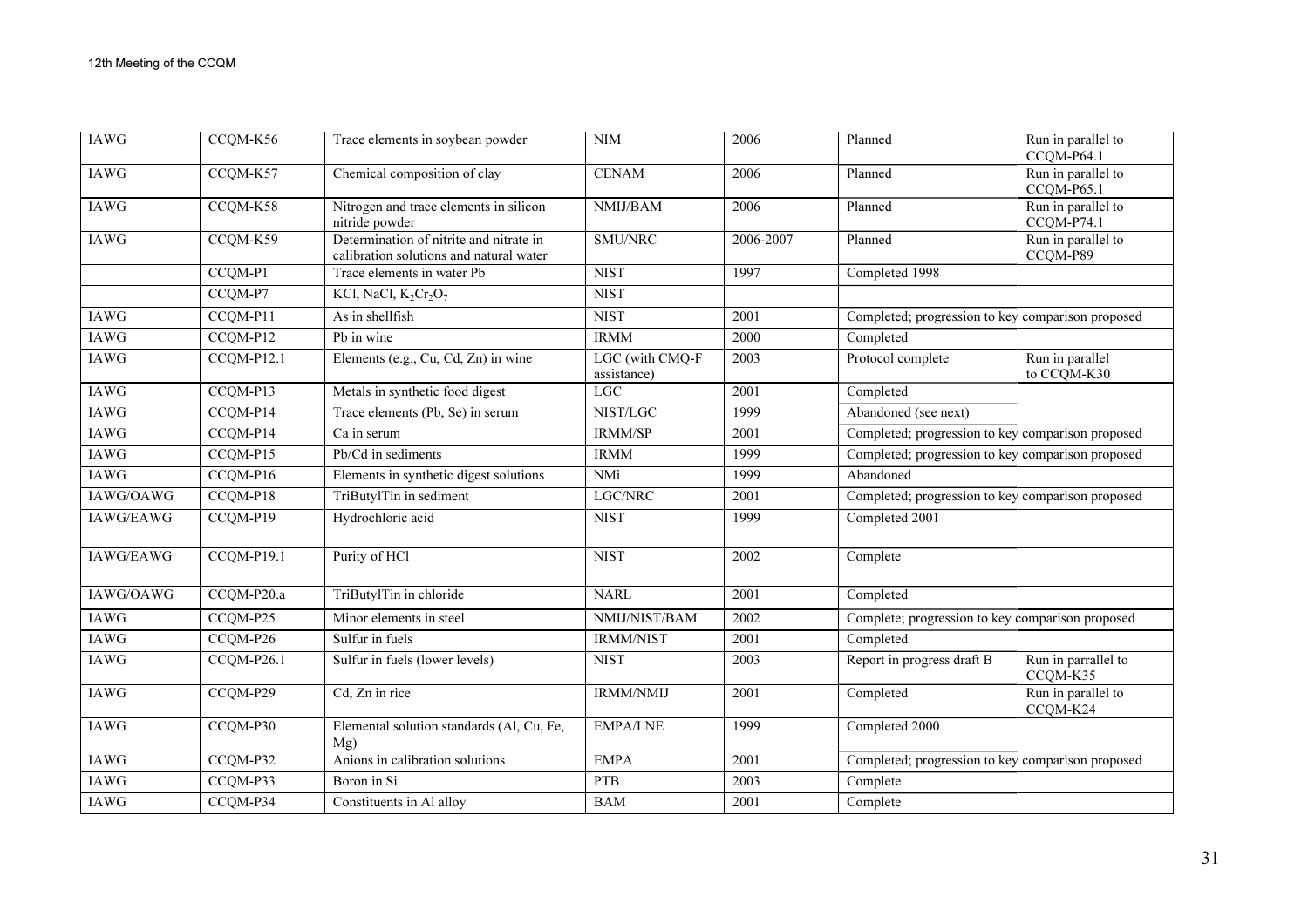| IAWG | CCQM-K56 | Trace elements in soybean powder | NIM | 2006 | Planned | Run in parallel to CCQM-P64.1 |
|---|---|---|---|---|---|---|
| IAWG | CCQM-K57 | Chemical composition of clay | CENAM | 2006 | Planned | Run in parallel to CCQM-P65.1 |
| IAWG | CCQM-K58 | Nitrogen and trace elements in silicon nitride powder | NMIJ/BAM | 2006 | Planned | Run in parallel to CCQM-P74.1 |
| IAWG | CCQM-K59 | Determination of nitrite and nitrate in calibration solutions and natural water | SMU/NRC | 2006-2007 | Planned | Run in parallel to CCQM-P89 |
| | CCQM-P1 | Trace elements in water Pb | NIST | 1997 | Completed 1998 | |
| | CCQM-P7 | KCl, NaCl, $K_2Cr_2O_7$ | NIST | | | |
| IAWG | CCQM-P11 | As in shellfish | NIST | 2001 | Completed; progression to key comparison proposed | |
| IAWG | CCQM-P12 | Pb in wine | IRMM | 2000 | Completed | |
| IAWG | CCQM-P12.1 | Elements (e.g., Cu, Cd, Zn) in wine | LGC (with CMQ-F assistance) | 2003 | Protocol complete | Run in parallel to CCQM-K30 |
| IAWG | CCQM-P13 | Metals in synthetic food digest | LGC | 2001 | Completed | |
| IAWG | CCQM-P14 | Trace elements (Pb, Se) in serum | NIST/LGC | 1999 | Abandoned (see next) | |
| IAWG | CCQM-P14 | Ca in serum | IRMM/SP | 2001 | Completed; progression to key comparison proposed | |
| IAWG | CCQM-P15 | Pb/Cd in sediments | IRMM | 1999 | Completed; progression to key comparison proposed | |
| IAWG | CCQM-P16 | Elements in synthetic digest solutions | NMi | 1999 | Abandoned | |
| IAWG/OAWG | CCQM-P18 | TriButylTin in sediment | LGC/NRC | 2001 | Completed; progression to key comparison proposed | |
| IAWG/EAWG | CCQM-P19 | Hydrochloric acid | NIST | 1999 | Completed 2001 | |
| IAWG/EAWG | CCQM-P19.1 | Purity of HCl | NIST | 2002 | Complete | |
| IAWG/OAWG | CCQM-P20.a | TriButylTin in chloride | NARL | 2001 | Completed | |
| IAWG | CCQM-P25 | Minor elements in steel | NMIJ/NIST/BAM | 2002 | Complete; progression to key comparison proposed | |
| IAWG | CCQM-P26 | Sulfur in fuels | IRMM/NIST | 2001 | Completed | |
| IAWG | CCQM-P26.1 | Sulfur in fuels (lower levels) | NIST | 2003 | Report in progress draft B | Run in parrallel to CCQM-K35 |
| IAWG | CCQM-P29 | Cd, Zn in rice | IRMM/NMIJ | 2001 | Completed | Run in parallel to CCQM-K24 |
| IAWG | CCQM-P30 | Elemental solution standards (Al, Cu, Fe, Mg) | EMPA/LNE | 1999 | Completed 2000 | |
| IAWG | CCQM-P32 | Anions in calibration solutions | EMPA | 2001 | Completed; progression to key comparison proposed | |
| IAWG | CCQM-P33 | Boron in Si | PTB | 2003 | Complete | |
| IAWG | CCQM-P34 | Constituents in Al alloy | BAM | 2001 | Complete | |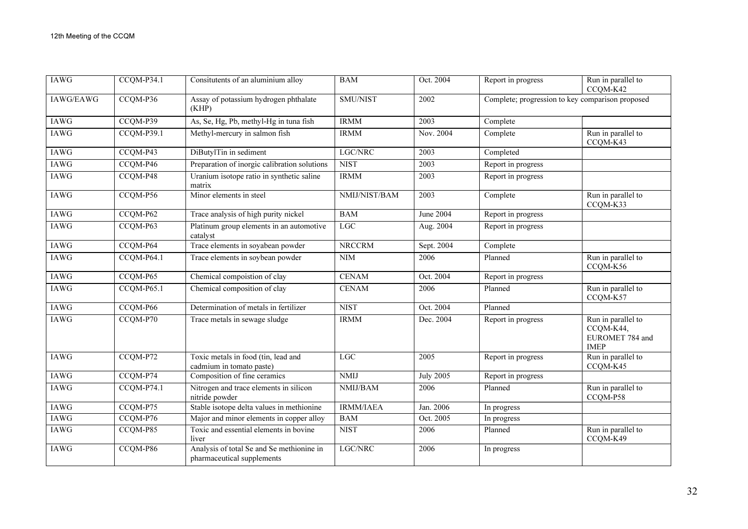| IAWG | CCQM-P34.1 | Consitutents of an aluminium alloy | BAM | Oct. 2004 | Report in progress | Run in parallel to CCQM-K42 |
|---|---|---|---|---|---|---|
| IAWG/EAWG | CCQM-P36 | Assay of potassium hydrogen phthalate (KHP) | SMU/NIST | 2002 | Complete; progression to key comparison proposed | |
| IAWG | CCQM-P39 | As, Se, Hg, Pb, methyl-Hg in tuna fish | IRMM | 2003 | Complete | |
| IAWG | CCQM-P39.1 | Methyl-mercury in salmon fish | IRMM | Nov. 2004 | Complete | Run in parallel to CCQM-K43 |
| IAWG | CCQM-P43 | DiButylTin in sediment | LGC/NRC | 2003 | Completed | |
| IAWG | CCQM-P46 | Preparation of inorgic calibration solutions | NIST | 2003 | Report in progress | |
| IAWG | CCQM-P48 | Uranium isotope ratio in synthetic saline matrix | IRMM | 2003 | Report in progress | |
| IAWG | CCQM-P56 | Minor elements in steel | NMIJ/NIST/BAM | 2003 | Complete | Run in parallel to CCQM-K33 |
| IAWG | CCQM-P62 | Trace analysis of high purity nickel | BAM | June 2004 | Report in progress | |
| IAWG | CCQM-P63 | Platinum group elements in an automotive catalyst | LGC | Aug. 2004 | Report in progress | |
| IAWG | CCQM-P64 | Trace elements in soyabean powder | NRCCRM | Sept. 2004 | Complete | |
| IAWG | CCQM-P64.1 | Trace elements in soybean powder | NIM | 2006 | Planned | Run in parallel to CCQM-K56 |
| IAWG | CCQM-P65 | Chemical compoistion of clay | CENAM | Oct. 2004 | Report in progress | |
| IAWG | CCQM-P65.1 | Chemical composition of clay | CENAM | 2006 | Planned | Run in parallel to CCQM-K57 |
| IAWG | CCQM-P66 | Determination of metals in fertilizer | NIST | Oct. 2004 | Planned | |
| IAWG | CCQM-P70 | Trace metals in sewage sludge | IRMM | Dec. 2004 | Report in progress | Run in parallel to CCQM-K44, EUROMET 784 and IMEP |
| IAWG | CCQM-P72 | Toxic metals in food (tin, lead and cadmium in tomato paste) | LGC | 2005 | Report in progress | Run in parallel to CCQM-K45 |
| IAWG | CCQM-P74 | Composition of fine ceramics | NMIJ | July 2005 | Report in progress | |
| IAWG | CCQM-P74.1 | Nitrogen and trace elements in silicon nitride powder | NMIJ/BAM | 2006 | Planned | Run in parallel to CCQM-P58 |
| IAWG | CCQM-P75 | Stable isotope delta values in methionine | IRMM/IAEA | Jan. 2006 | In progress | |
| IAWG | CCQM-P76 | Major and minor elements in copper alloy | BAM | Oct. 2005 | In progress | |
| IAWG | CCQM-P85 | Toxic and essential elements in bovine liver | NIST | 2006 | Planned | Run in parallel to CCQM-K49 |
| IAWG | CCQM-P86 | Analysis of total Se and Se methionine in pharmaceutical supplements | LGC/NRC | 2006 | In progress | |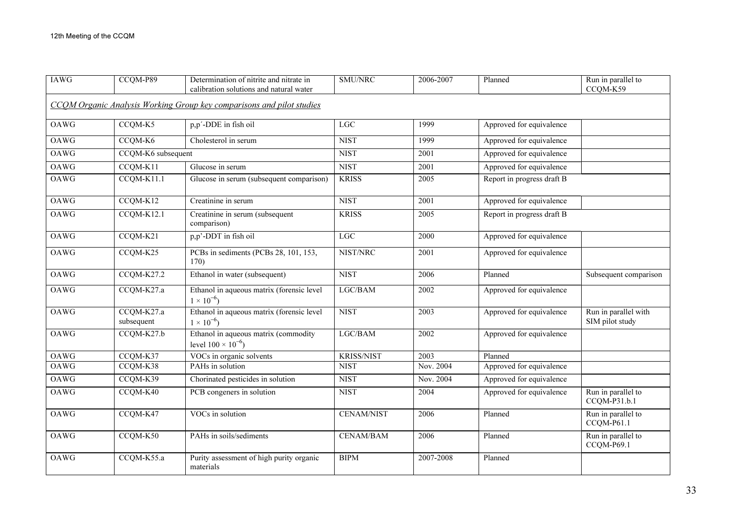| IAWG | CCQM-P89 | Determination of nitrite and nitrate in calibration solutions and natural water | SMU/NRC | 2006-2007 | Planned | Run in parallel to CCQM-K59 |
|---|---|---|---|---|---|---|
| *CCQM Organic Analysis Working Group key comparisons and pilot studies* | | | | | | |
| OAWG | CCQM-K5 | p,p´-DDE in fish oil | LGC | 1999 | Approved for equivalence | |
| OAWG | CCQM-K6 | Cholesterol in serum | NIST | 1999 | Approved for equivalence | |
| OAWG | CCQM-K6 subsequent | | NIST | 2001 | Approved for equivalence | |
| OAWG | CCQM-K11 | Glucose in serum | NIST | 2001 | Approved for equivalence | |
| OAWG | CCQM-K11.1 | Glucose in serum (subsequent comparison) | KRISS | 2005 | Report in progress draft B | |
| OAWG | CCQM-K12 | Creatinine in serum | NIST | 2001 | Approved for equivalence | |
| OAWG | CCQM-K12.1 | Creatinine in serum (subsequent comparison) | KRISS | 2005 | Report in progress draft B | |
| OAWG | CCQM-K21 | p,p'-DDT in fish oil | LGC | 2000 | Approved for equivalence | |
| OAWG | CCQM-K25 | PCBs in sediments (PCBs 28, 101, 153, 170) | NIST/NRC | 2001 | Approved for equivalence | |
| OAWG | CCQM-K27.2 | Ethanol in water (subsequent) | NIST | 2006 | Planned | Subsequent comparison |
| OAWG | CCQM-K27.a | Ethanol in aqueous matrix (forensic level $1 \times 10^{-6}$) | LGC/BAM | 2002 | Approved for equivalence | |
| OAWG | CCQM-K27.a subsequent | Ethanol in aqueous matrix (forensic level $1 \times 10^{-6}$) | NIST | 2003 | Approved for equivalence | Run in parallel with SIM pilot study |
| OAWG | CCQM-K27.b | Ethanol in aqueous matrix (commodity level $100 \times 10^{-6}$) | LGC/BAM | 2002 | Approved for equivalence | |
| OAWG | CCQM-K37 | VOCs in organic solvents | KRISS/NIST | 2003 | Planned | |
| OAWG | CCQM-K38 | PAHs in solution | NIST | Nov. 2004 | Approved for equivalence | |
| OAWG | CCQM-K39 | Chorinated pesticides in solution | NIST | Nov. 2004 | Approved for equivalence | |
| OAWG | CCQM-K40 | PCB congeners in solution | NIST | 2004 | Approved for equivalence | Run in parallel to CCQM-P31.b.1 |
| OAWG | CCQM-K47 | VOCs in solution | CENAM/NIST | 2006 | Planned | Run in parallel to CCQM-P61.1 |
| OAWG | CCQM-K50 | PAHs in soils/sediments | CENAM/BAM | 2006 | Planned | Run in parallel to CCQM-P69.1 |
| OAWG | CCQM-K55.a | Purity assessment of high purity organic materials | BIPM | 2007-2008 | Planned | |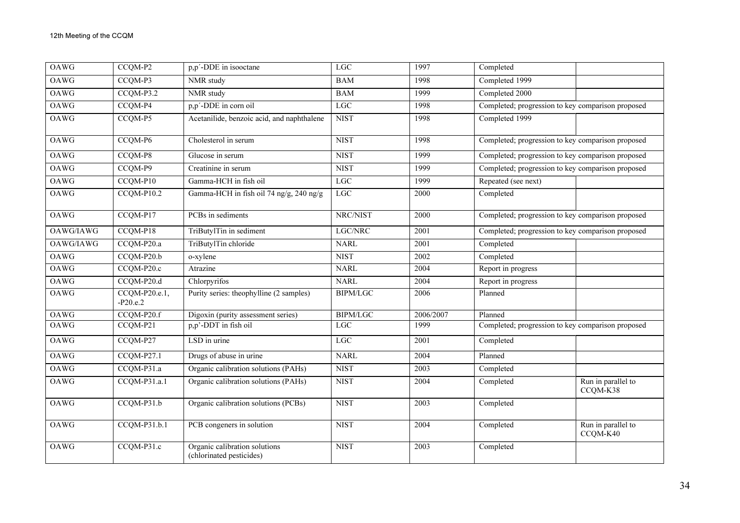| OAWG | CCQM-P2 | p,p´-DDE in isooctane | LGC | 1997 | Completed | |
|---|---|---|---|---|---|---|
| OAWG | CCQM-P3 | NMR study | BAM | 1998 | Completed 1999 | |
| OAWG | CCQM-P3.2 | NMR study | BAM | 1999 | Completed 2000 | |
| OAWG | CCQM-P4 | p,p´-DDE in corn oil | LGC | 1998 | Completed; progression to key comparison proposed | |
| OAWG | CCQM-P5 | Acetanilide, benzoic acid, and naphthalene | NIST | 1998 | Completed 1999 | |
| OAWG | CCQM-P6 | Cholesterol in serum | NIST | 1998 | Completed; progression to key comparison proposed | |
| OAWG | CCQM-P8 | Glucose in serum | NIST | 1999 | Completed; progression to key comparison proposed | |
| OAWG | CCQM-P9 | Creatinine in serum | NIST | 1999 | Completed; progression to key comparison proposed | |
| OAWG | CCQM-P10 | Gamma-HCH in fish oil | LGC | 1999 | Repeated (see next) | |
| OAWG | CCQM-P10.2 | Gamma-HCH in fish oil 74 ng/g, 240 ng/g | LGC | 2000 | Completed | |
| OAWG | CCQM-P17 | PCBs in sediments | NRC/NIST | 2000 | Completed; progression to key comparison proposed | |
| OAWG/IAWG | CCQM-P18 | TriButylTin in sediment | LGC/NRC | 2001 | Completed; progression to key comparison proposed | |
| OAWG/IAWG | CCQM-P20.a | TriButylTin chloride | NARL | 2001 | Completed | |
| OAWG | CCQM-P20.b | o-xylene | NIST | 2002 | Completed | |
| OAWG | CCQM-P20.c | Atrazine | NARL | 2004 | Report in progress | |
| OAWG | CCQM-P20.d | Chlorpyrifos | NARL | 2004 | Report in progress | |
| OAWG | CCQM-P20.e.1, -P20.e.2 | Purity series: theophylline (2 samples) | BIPM/LGC | 2006 | Planned | |
| OAWG | CCQM-P20.f | Digoxin (purity assessment series) | BIPM/LGC | 2006/2007 | Planned | |
| OAWG | CCQM-P21 | p,p'-DDT in fish oil | LGC | 1999 | Completed; progression to key comparison proposed | |
| OAWG | CCQM-P27 | LSD in urine | LGC | 2001 | Completed | |
| OAWG | CCQM-P27.1 | Drugs of abuse in urine | NARL | 2004 | Planned | |
| OAWG | CCQM-P31.a | Organic calibration solutions (PAHs) | NIST | 2003 | Completed | |
| OAWG | CCQM-P31.a.1 | Organic calibration solutions (PAHs) | NIST | 2004 | Completed | Run in parallel to CCQM-K38 |
| OAWG | CCQM-P31.b | Organic calibration solutions (PCBs) | NIST | 2003 | Completed | |
| OAWG | CCQM-P31.b.1 | PCB congeners in solution | NIST | 2004 | Completed | Run in parallel to CCQM-K40 |
| OAWG | CCQM-P31.c | Organic calibration solutions (chlorinated pesticides) | NIST | 2003 | Completed | |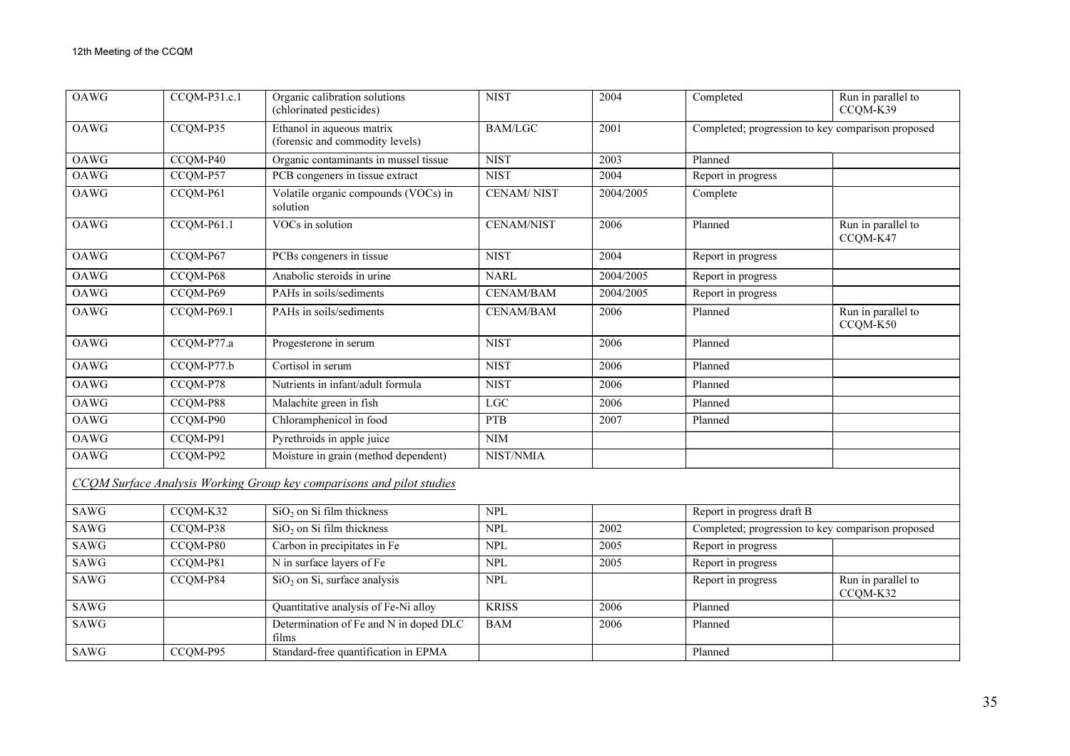| OAWG | CCQM-P31.c.1 | Organic calibration solutions (chlorinated pesticides) | NIST | 2004 | Completed | Run in parallel to CCQM-K39 |
|---|---|---|---|---|---|---|
| OAWG | CCQM-P35 | Ethanol in aqueous matrix (forensic and commodity levels) | BAM/LGC | 2001 | Completed; progression to key comparison proposed | |
| OAWG | CCQM-P40 | Organic contaminants in mussel tissue | NIST | 2003 | Planned | |
| OAWG | CCQM-P57 | PCB congeners in tissue extract | NIST | 2004 | Report in progress | |
| OAWG | CCQM-P61 | Volatile organic compounds (VOCs) in solution | CENAM/ NIST | 2004/2005 | Complete | |
| OAWG | CCQM-P61.1 | VOCs in solution | CENAM/NIST | 2006 | Planned | Run in parallel to CCQM-K47 |
| OAWG | CCQM-P67 | PCBs congeners in tissue | NIST | 2004 | Report in progress | |
| OAWG | CCQM-P68 | Anabolic steroids in urine | NARL | 2004/2005 | Report in progress | |
| OAWG | CCQM-P69 | PAHs in soils/sediments | CENAM/BAM | 2004/2005 | Report in progress | |
| OAWG | CCQM-P69.1 | PAHs in soils/sediments | CENAM/BAM | 2006 | Planned | Run in parallel to CCQM-K50 |
| OAWG | CCQM-P77.a | Progesterone in serum | NIST | 2006 | Planned | |
| OAWG | CCQM-P77.b | Cortisol in serum | NIST | 2006 | Planned | |
| OAWG | CCQM-P78 | Nutrients in infant/adult formula | NIST | 2006 | Planned | |
| OAWG | CCQM-P88 | Malachite green in fish | LGC | 2006 | Planned | |
| OAWG | CCQM-P90 | Chloramphenicol in food | PTB | 2007 | Planned | |
| OAWG | CCQM-P91 | Pyrethroids in apple juice | NIM | | | |
| OAWG | CCQM-P92 | Moisture in grain (method dependent) | NIST/NMIA | | | |

*CCQM Surface Analysis Working Group key comparisons and pilot studies*

| SAWG | CCQM-K32 | $SiO_2$ on Si film thickness | NPL | | Report in progress draft B | |
|---|---|---|---|---|---|---|
| SAWG | CCQM-P38 | $SiO_2$ on Si film thickness | NPL | 2002 | Completed; progression to key comparison proposed | |
| SAWG | CCQM-P80 | Carbon in precipitates in Fe | NPL | 2005 | Report in progress | |
| SAWG | CCQM-P81 | N in surface layers of Fe | NPL | 2005 | Report in progress | |
| SAWG | CCQM-P84 | $SiO_2$ on Si, surface analysis | NPL | | Report in progress | Run in parallel to CCQM-K32 |
| SAWG | | Quantitative analysis of Fe-Ni alloy | KRISS | 2006 | Planned | |
| SAWG | | Determination of Fe and N in doped DLC films | BAM | 2006 | Planned | |
| SAWG | CCQM-P95 | Standard-free quantification in EPMA | | | Planned | |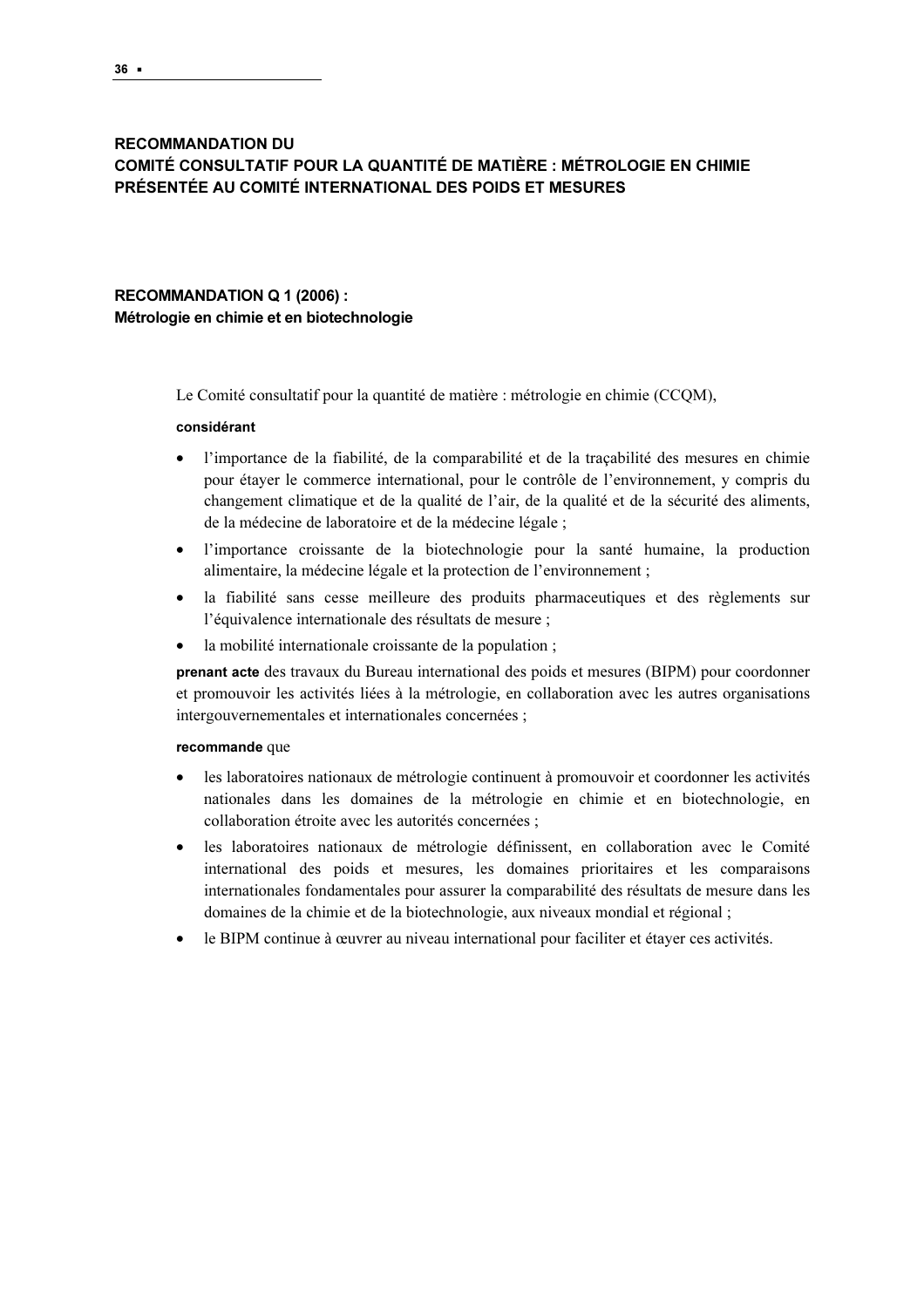## RECOMMANDATION DU
## COMITÉ CONSULTATIF POUR LA QUANTITÉ DE MATIÈRE : MÉTROLOGIE EN CHIMIE PRÉSENTÉE AU COMITÉ INTERNATIONAL DES POIDS ET MESURES

### RECOMMANDATION Q 1 (2006) :
### Métrologie en chimie et en biotechnologie

Le Comité consultatif pour la quantité de matière : métrologie en chimie (CCQM),

**considérant**

- l'importance de la fiabilité, de la comparabilité et de la traçabilité des mesures en chimie pour étayer le commerce international, pour le contrôle de l'environnement, y compris du changement climatique et de la qualité de l'air, de la qualité et de la sécurité des aliments, de la médecine de laboratoire et de la médecine légale ;
- l'importance croissante de la biotechnologie pour la santé humaine, la production alimentaire, la médecine légale et la protection de l'environnement ;
- la fiabilité sans cesse meilleure des produits pharmaceutiques et des règlements sur l'équivalence internationale des résultats de mesure ;
- la mobilité internationale croissante de la population ;

**prenant acte** des travaux du Bureau international des poids et mesures (BIPM) pour coordonner et promouvoir les activités liées à la métrologie, en collaboration avec les autres organisations intergouvernementales et internationales concernées ;

**recommande** que

- les laboratoires nationaux de métrologie continuent à promouvoir et coordonner les activités nationales dans les domaines de la métrologie en chimie et en biotechnologie, en collaboration étroite avec les autorités concernées ;
- les laboratoires nationaux de métrologie définissent, en collaboration avec le Comité international des poids et mesures, les domaines prioritaires et les comparaisons internationales fondamentales pour assurer la comparabilité des résultats de mesure dans les domaines de la chimie et de la biotechnologie, aux niveaux mondial et régional ;
- le BIPM continue à œuvrer au niveau international pour faciliter et étayer ces activités.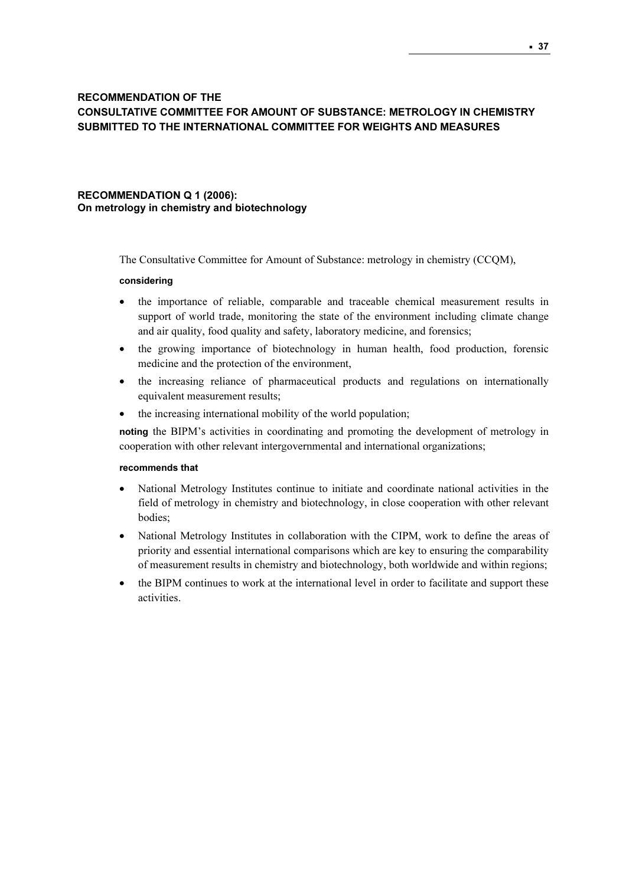## RECOMMENDATION OF THE CONSULTATIVE COMMITTEE FOR AMOUNT OF SUBSTANCE: METROLOGY IN CHEMISTRY SUBMITTED TO THE INTERNATIONAL COMMITTEE FOR WEIGHTS AND MEASURES

### RECOMMENDATION Q 1 (2006): On metrology in chemistry and biotechnology

The Consultative Committee for Amount of Substance: metrology in chemistry (CCQM),

**considering**

- the importance of reliable, comparable and traceable chemical measurement results in support of world trade, monitoring the state of the environment including climate change and air quality, food quality and safety, laboratory medicine, and forensics;
- the growing importance of biotechnology in human health, food production, forensic medicine and the protection of the environment,
- the increasing reliance of pharmaceutical products and regulations on internationally equivalent measurement results;
- the increasing international mobility of the world population;

**noting** the BIPM's activities in coordinating and promoting the development of metrology in cooperation with other relevant intergovernmental and international organizations;

**recommends that**

- National Metrology Institutes continue to initiate and coordinate national activities in the field of metrology in chemistry and biotechnology, in close cooperation with other relevant bodies;
- National Metrology Institutes in collaboration with the CIPM, work to define the areas of priority and essential international comparisons which are key to ensuring the comparability of measurement results in chemistry and biotechnology, both worldwide and within regions;
- the BIPM continues to work at the international level in order to facilitate and support these activities.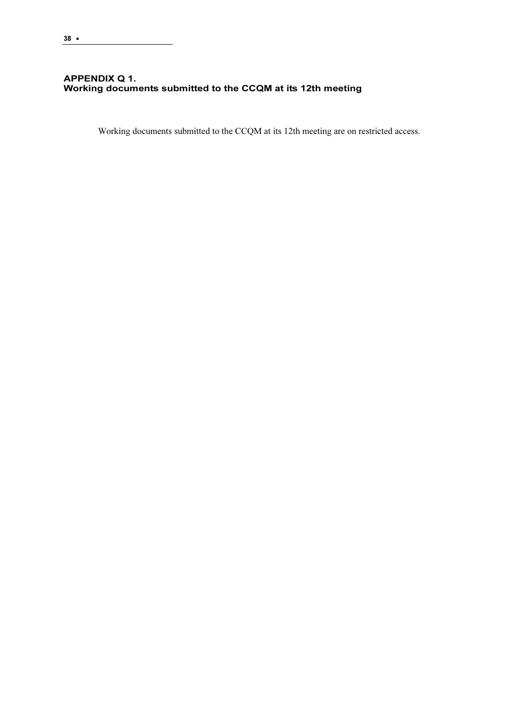## APPENDIX Q 1.
## Working documents submitted to the CCQM at its 12th meeting

Working documents submitted to the CCQM at its 12th meeting are on restricted access.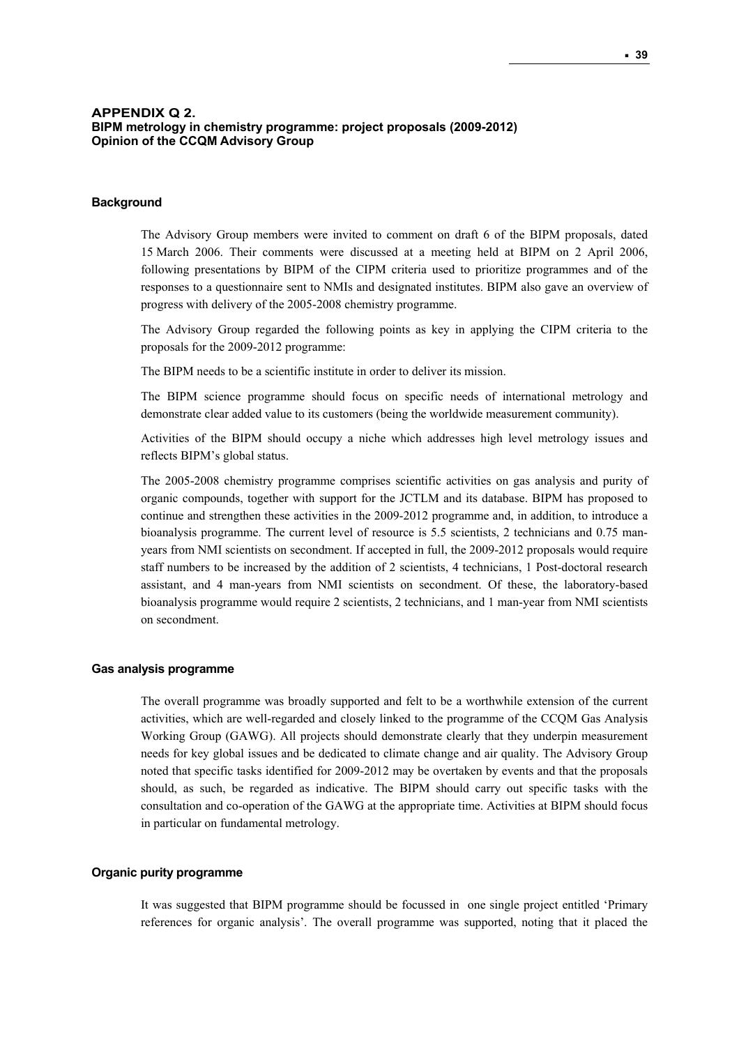## APPENDIX Q 2.
## BIPM metrology in chemistry programme: project proposals (2009-2012)
## Opinion of the CCQM Advisory Group

### Background

The Advisory Group members were invited to comment on draft 6 of the BIPM proposals, dated 15 March 2006. Their comments were discussed at a meeting held at BIPM on 2 April 2006, following presentations by BIPM of the CIPM criteria used to prioritize programmes and of the responses to a questionnaire sent to NMIs and designated institutes. BIPM also gave an overview of progress with delivery of the 2005-2008 chemistry programme.

The Advisory Group regarded the following points as key in applying the CIPM criteria to the proposals for the 2009-2012 programme:

The BIPM needs to be a scientific institute in order to deliver its mission.

The BIPM science programme should focus on specific needs of international metrology and demonstrate clear added value to its customers (being the worldwide measurement community).

Activities of the BIPM should occupy a niche which addresses high level metrology issues and reflects BIPM's global status.

The 2005-2008 chemistry programme comprises scientific activities on gas analysis and purity of organic compounds, together with support for the JCTLM and its database. BIPM has proposed to continue and strengthen these activities in the 2009-2012 programme and, in addition, to introduce a bioanalysis programme. The current level of resource is 5.5 scientists, 2 technicians and 0.75 man-years from NMI scientists on secondment. If accepted in full, the 2009-2012 proposals would require staff numbers to be increased by the addition of 2 scientists, 4 technicians, 1 Post-doctoral research assistant, and 4 man-years from NMI scientists on secondment. Of these, the laboratory-based bioanalysis programme would require 2 scientists, 2 technicians, and 1 man-year from NMI scientists on secondment.

### Gas analysis programme

The overall programme was broadly supported and felt to be a worthwhile extension of the current activities, which are well-regarded and closely linked to the programme of the CCQM Gas Analysis Working Group (GAWG). All projects should demonstrate clearly that they underpin measurement needs for key global issues and be dedicated to climate change and air quality. The Advisory Group noted that specific tasks identified for 2009-2012 may be overtaken by events and that the proposals should, as such, be regarded as indicative. The BIPM should carry out specific tasks with the consultation and co-operation of the GAWG at the appropriate time. Activities at BIPM should focus in particular on fundamental metrology.

### Organic purity programme

It was suggested that BIPM programme should be focussed in one single project entitled 'Primary references for organic analysis'. The overall programme was supported, noting that it placed the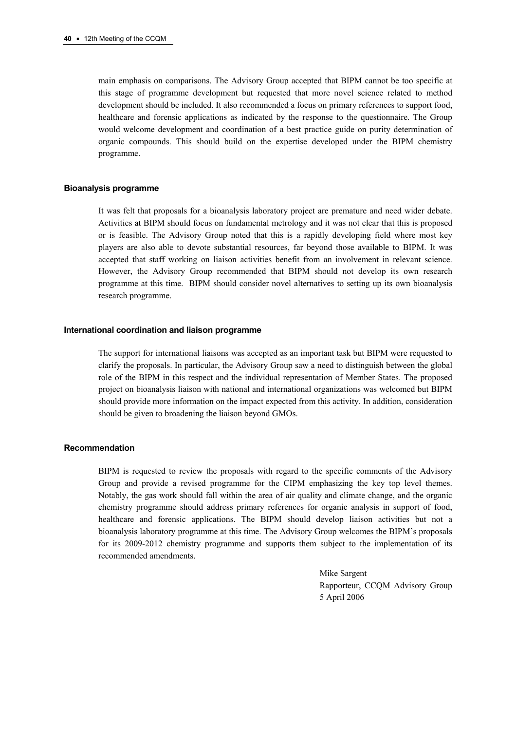main emphasis on comparisons. The Advisory Group accepted that BIPM cannot be too specific at this stage of programme development but requested that more novel science related to method development should be included. It also recommended a focus on primary references to support food, healthcare and forensic applications as indicated by the response to the questionnaire. The Group would welcome development and coordination of a best practice guide on purity determination of organic compounds. This should build on the expertise developed under the BIPM chemistry programme.

### Bioanalysis programme

It was felt that proposals for a bioanalysis laboratory project are premature and need wider debate. Activities at BIPM should focus on fundamental metrology and it was not clear that this is proposed or is feasible. The Advisory Group noted that this is a rapidly developing field where most key players are also able to devote substantial resources, far beyond those available to BIPM. It was accepted that staff working on liaison activities benefit from an involvement in relevant science. However, the Advisory Group recommended that BIPM should not develop its own research programme at this time. BIPM should consider novel alternatives to setting up its own bioanalysis research programme.

### International coordination and liaison programme

The support for international liaisons was accepted as an important task but BIPM were requested to clarify the proposals. In particular, the Advisory Group saw a need to distinguish between the global role of the BIPM in this respect and the individual representation of Member States. The proposed project on bioanalysis liaison with national and international organizations was welcomed but BIPM should provide more information on the impact expected from this activity. In addition, consideration should be given to broadening the liaison beyond GMOs.

### Recommendation

BIPM is requested to review the proposals with regard to the specific comments of the Advisory Group and provide a revised programme for the CIPM emphasizing the key top level themes. Notably, the gas work should fall within the area of air quality and climate change, and the organic chemistry programme should address primary references for organic analysis in support of food, healthcare and forensic applications. The BIPM should develop liaison activities but not a bioanalysis laboratory programme at this time. The Advisory Group welcomes the BIPM's proposals for its 2009-2012 chemistry programme and supports them subject to the implementation of its recommended amendments.

Mike Sargent
Rapporteur, CCQM Advisory Group
5 April 2006